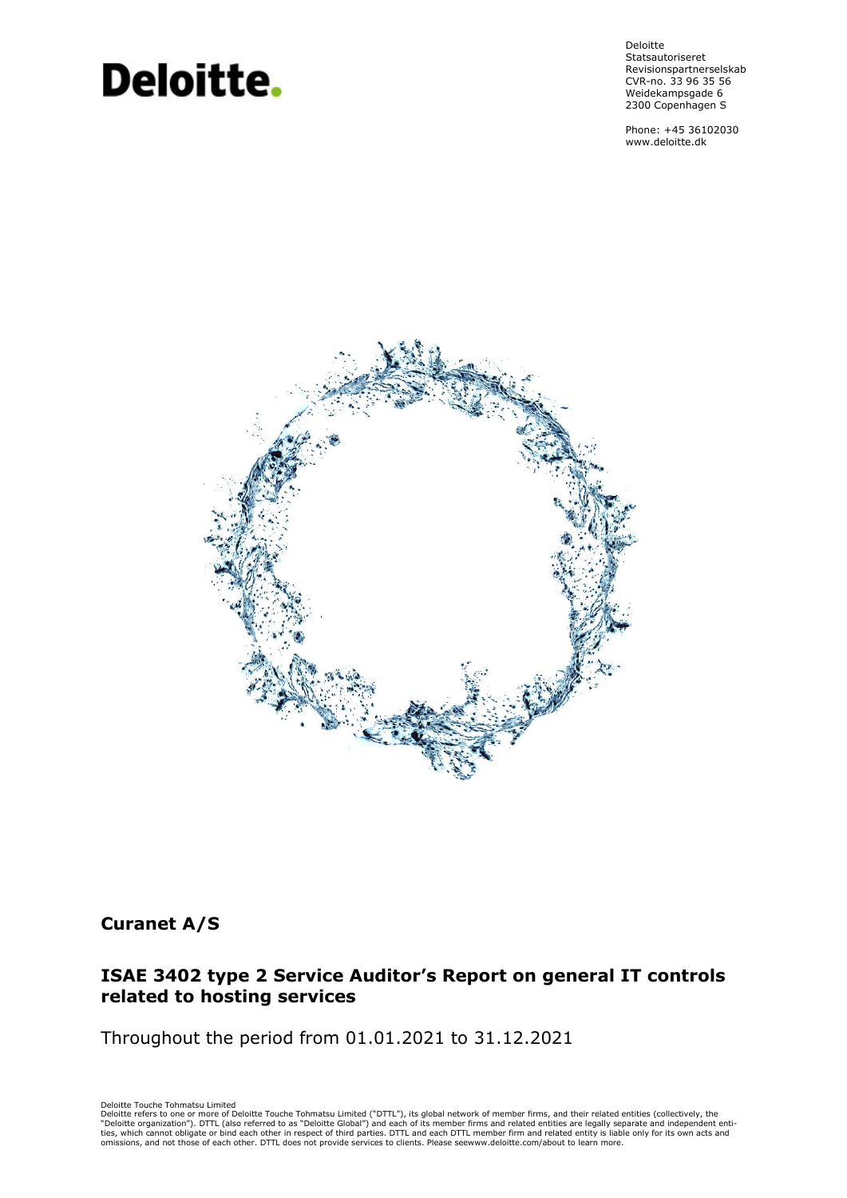Deloitte

Deloitte
Statsautoriseret
Revisionspartnerselskab
CVR-no. 33 96 35 56
Weidekampsgade 6
2300 Copenhagen S

Phone: +45 36102030
www.deloitte.dk

**Curanet A/S**

## ISAE 3402 type 2 Service Auditor's Report on general IT controls related to hosting services

Throughout the period from 01.01.2021 to 31.12.2021

Deloitte Touche Tohmatsu Limited
Deloitte refers to one or more of Deloitte Touche Tohmatsu Limited ("DTTL"), its global network of member firms, and their related entities (collectively, the "Deloitte organization"). DTTL (also referred to as "Deloitte Global") and each of its member firms and related entities are legally separate and independent entities, which cannot obligate or bind each other in respect of third parties. DTTL and each DTTL member firm and related entity is liable only for its own acts and omissions, and not those of each other. DTTL does not provide services to clients. Please seewww.deloitte.com/about to learn more.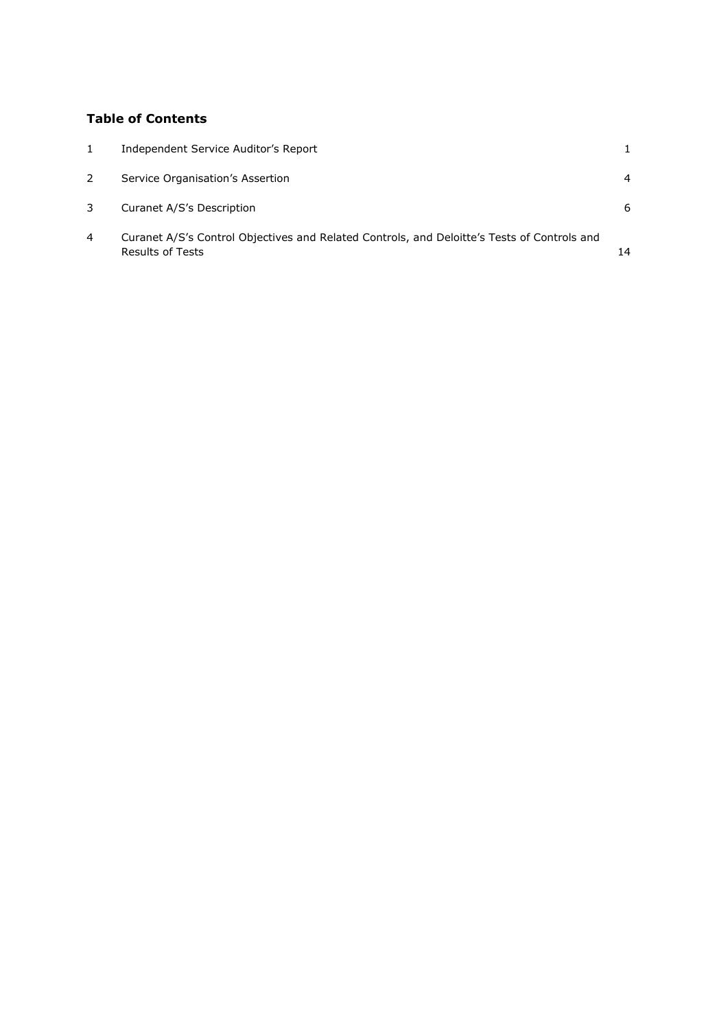## Table of Contents

| | | |
|---|---|---|
| 1 | Independent Service Auditor's Report | 1 |
| 2 | Service Organisation's Assertion | 4 |
| 3 | Curanet A/S's Description | 6 |
| 4 | Curanet A/S's Control Objectives and Related Controls, and Deloitte's Tests of Controls and Results of Tests | 14 |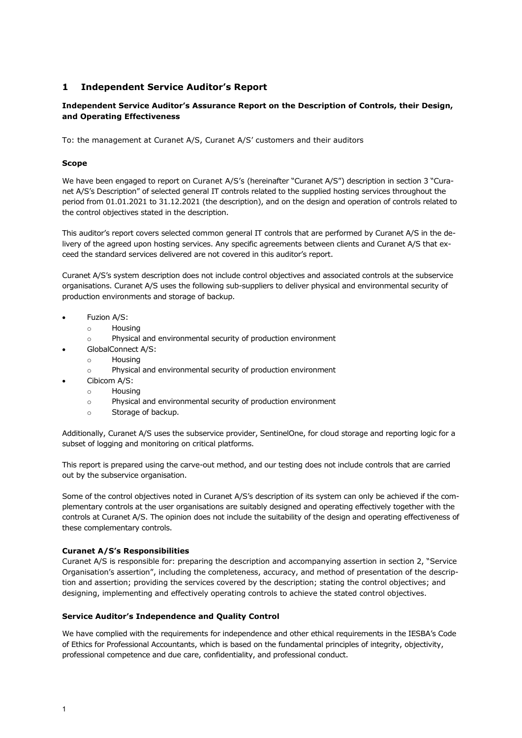# 1 Independent Service Auditor's Report

**Independent Service Auditor's Assurance Report on the Description of Controls, their Design, and Operating Effectiveness**

To: the management at Curanet A/S, Curanet A/S' customers and their auditors

**Scope**

We have been engaged to report on Curanet A/S's (hereinafter "Curanet A/S") description in section 3 "Curanet A/S's Description" of selected general IT controls related to the supplied hosting services throughout the period from 01.01.2021 to 31.12.2021 (the description), and on the design and operation of controls related to the control objectives stated in the description.

This auditor's report covers selected common general IT controls that are performed by Curanet A/S in the delivery of the agreed upon hosting services. Any specific agreements between clients and Curanet A/S that exceed the standard services delivered are not covered in this auditor's report.

Curanet A/S's system description does not include control objectives and associated controls at the subservice organisations. Curanet A/S uses the following sub-suppliers to deliver physical and environmental security of production environments and storage of backup.

- Fuzion A/S:
  - Housing
  - Physical and environmental security of production environment
- GlobalConnect A/S:
  - Housing
  - Physical and environmental security of production environment
- Cibicom A/S:
  - Housing
  - Physical and environmental security of production environment
  - Storage of backup.

Additionally, Curanet A/S uses the subservice provider, SentinelOne, for cloud storage and reporting logic for a subset of logging and monitoring on critical platforms.

This report is prepared using the carve-out method, and our testing does not include controls that are carried out by the subservice organisation.

Some of the control objectives noted in Curanet A/S's description of its system can only be achieved if the complementary controls at the user organisations are suitably designed and operating effectively together with the controls at Curanet A/S. The opinion does not include the suitability of the design and operating effectiveness of these complementary controls.

**Curanet A/S's Responsibilities**

Curanet A/S is responsible for: preparing the description and accompanying assertion in section 2, "Service Organisation's assertion", including the completeness, accuracy, and method of presentation of the description and assertion; providing the services covered by the description; stating the control objectives; and designing, implementing and effectively operating controls to achieve the stated control objectives.

**Service Auditor's Independence and Quality Control**

We have complied with the requirements for independence and other ethical requirements in the IESBA's Code of Ethics for Professional Accountants, which is based on the fundamental principles of integrity, objectivity, professional competence and due care, confidentiality, and professional conduct.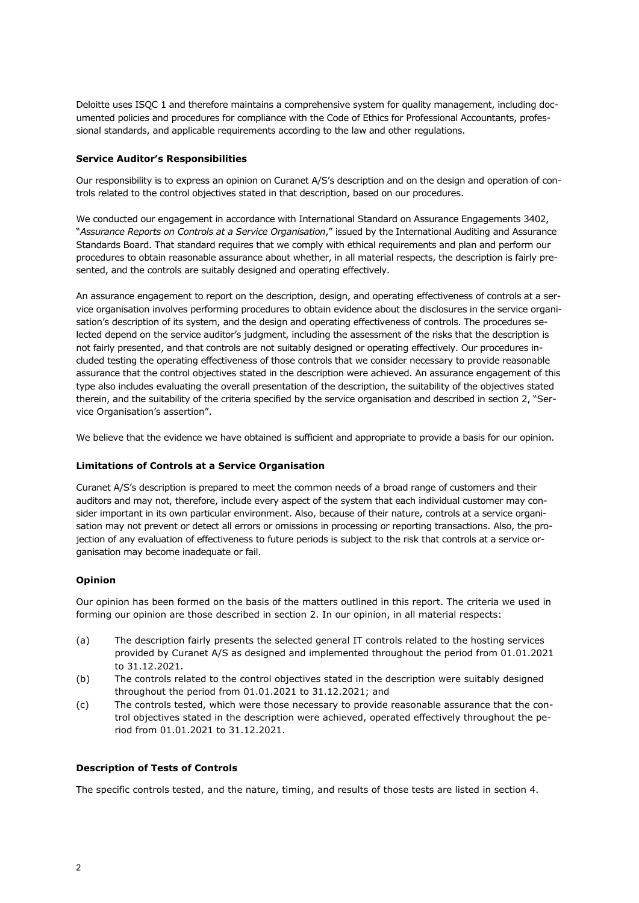Deloitte uses ISQC 1 and therefore maintains a comprehensive system for quality management, including documented policies and procedures for compliance with the Code of Ethics for Professional Accountants, professional standards, and applicable requirements according to the law and other regulations.

### Service Auditor's Responsibilities

Our responsibility is to express an opinion on Curanet A/S's description and on the design and operation of controls related to the control objectives stated in that description, based on our procedures.

We conducted our engagement in accordance with International Standard on Assurance Engagements 3402, "*Assurance Reports on Controls at a Service Organisation*," issued by the International Auditing and Assurance Standards Board. That standard requires that we comply with ethical requirements and plan and perform our procedures to obtain reasonable assurance about whether, in all material respects, the description is fairly presented, and the controls are suitably designed and operating effectively.

An assurance engagement to report on the description, design, and operating effectiveness of controls at a service organisation involves performing procedures to obtain evidence about the disclosures in the service organisation's description of its system, and the design and operating effectiveness of controls. The procedures selected depend on the service auditor's judgment, including the assessment of the risks that the description is not fairly presented, and that controls are not suitably designed or operating effectively. Our procedures included testing the operating effectiveness of those controls that we consider necessary to provide reasonable assurance that the control objectives stated in the description were achieved. An assurance engagement of this type also includes evaluating the overall presentation of the description, the suitability of the objectives stated therein, and the suitability of the criteria specified by the service organisation and described in section 2, "Service Organisation's assertion".

We believe that the evidence we have obtained is sufficient and appropriate to provide a basis for our opinion.

### Limitations of Controls at a Service Organisation

Curanet A/S's description is prepared to meet the common needs of a broad range of customers and their auditors and may not, therefore, include every aspect of the system that each individual customer may consider important in its own particular environment. Also, because of their nature, controls at a service organisation may not prevent or detect all errors or omissions in processing or reporting transactions. Also, the projection of any evaluation of effectiveness to future periods is subject to the risk that controls at a service organisation may become inadequate or fail.

### Opinion

Our opinion has been formed on the basis of the matters outlined in this report. The criteria we used in forming our opinion are those described in section 2. In our opinion, in all material respects:

(a) The description fairly presents the selected general IT controls related to the hosting services provided by Curanet A/S as designed and implemented throughout the period from 01.01.2021 to 31.12.2021.

(b) The controls related to the control objectives stated in the description were suitably designed throughout the period from 01.01.2021 to 31.12.2021; and

(c) The controls tested, which were those necessary to provide reasonable assurance that the control objectives stated in the description were achieved, operated effectively throughout the period from 01.01.2021 to 31.12.2021.

### Description of Tests of Controls

The specific controls tested, and the nature, timing, and results of those tests are listed in section 4.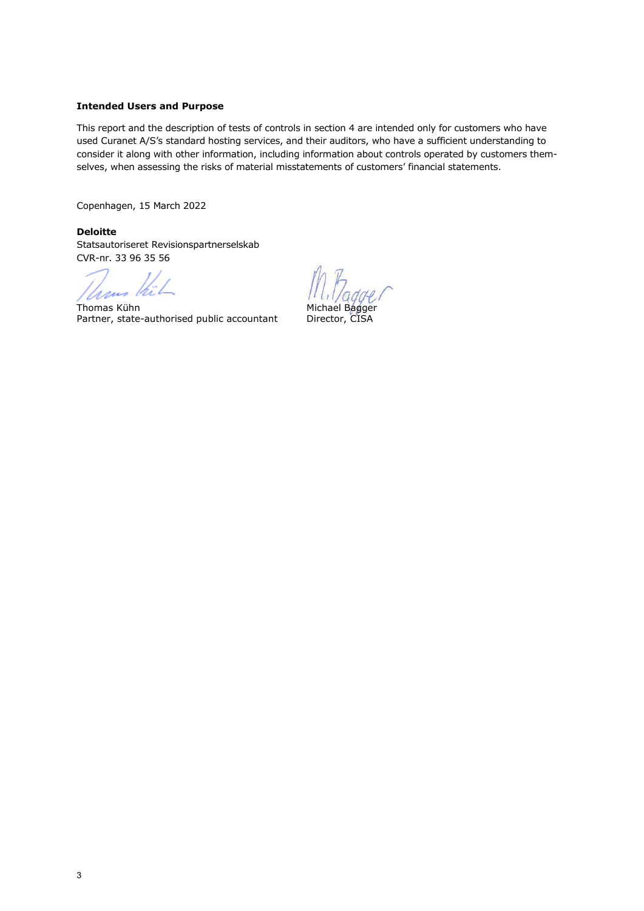**Intended Users and Purpose**

This report and the description of tests of controls in section 4 are intended only for customers who have used Curanet A/S's standard hosting services, and their auditors, who have a sufficient understanding to consider it along with other information, including information about controls operated by customers themselves, when assessing the risks of material misstatements of customers' financial statements.

Copenhagen, 15 March 2022

**Deloitte**
Statsautoriseret Revisionspartnerselskab
CVR-nr. 33 96 35 56

Thomas Kühn
Partner, state-authorised public accountant

Michael Bagger
Director, CISA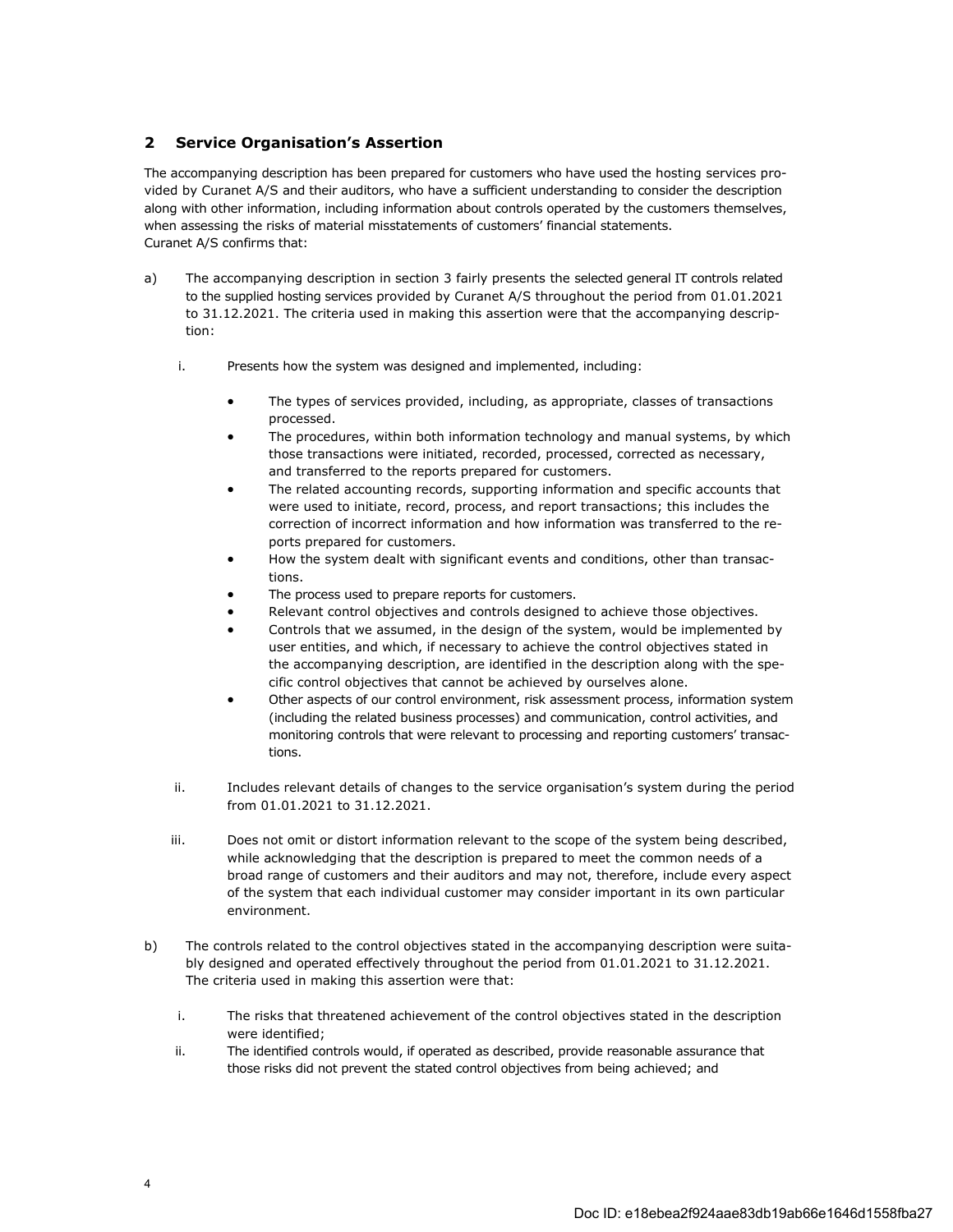## 2 Service Organisation's Assertion

The accompanying description has been prepared for customers who have used the hosting services provided by Curanet A/S and their auditors, who have a sufficient understanding to consider the description along with other information, including information about controls operated by the customers themselves, when assessing the risks of material misstatements of customers' financial statements.
Curanet A/S confirms that:

a) The accompanying description in section 3 fairly presents the selected general IT controls related to the supplied hosting services provided by Curanet A/S throughout the period from 01.01.2021 to 31.12.2021. The criteria used in making this assertion were that the accompanying description:

   i. Presents how the system was designed and implemented, including:

      - The types of services provided, including, as appropriate, classes of transactions processed.
      - The procedures, within both information technology and manual systems, by which those transactions were initiated, recorded, processed, corrected as necessary, and transferred to the reports prepared for customers.
      - The related accounting records, supporting information and specific accounts that were used to initiate, record, process, and report transactions; this includes the correction of incorrect information and how information was transferred to the reports prepared for customers.
      - How the system dealt with significant events and conditions, other than transactions.
      - The process used to prepare reports for customers.
      - Relevant control objectives and controls designed to achieve those objectives.
      - Controls that we assumed, in the design of the system, would be implemented by user entities, and which, if necessary to achieve the control objectives stated in the accompanying description, are identified in the description along with the specific control objectives that cannot be achieved by ourselves alone.
      - Other aspects of our control environment, risk assessment process, information system (including the related business processes) and communication, control activities, and monitoring controls that were relevant to processing and reporting customers' transactions.

   ii. Includes relevant details of changes to the service organisation's system during the period from 01.01.2021 to 31.12.2021.

   iii. Does not omit or distort information relevant to the scope of the system being described, while acknowledging that the description is prepared to meet the common needs of a broad range of customers and their auditors and may not, therefore, include every aspect of the system that each individual customer may consider important in its own particular environment.

b) The controls related to the control objectives stated in the accompanying description were suitably designed and operated effectively throughout the period from 01.01.2021 to 31.12.2021. The criteria used in making this assertion were that:

   i. The risks that threatened achievement of the control objectives stated in the description were identified;
   ii. The identified controls would, if operated as described, provide reasonable assurance that those risks did not prevent the stated control objectives from being achieved; and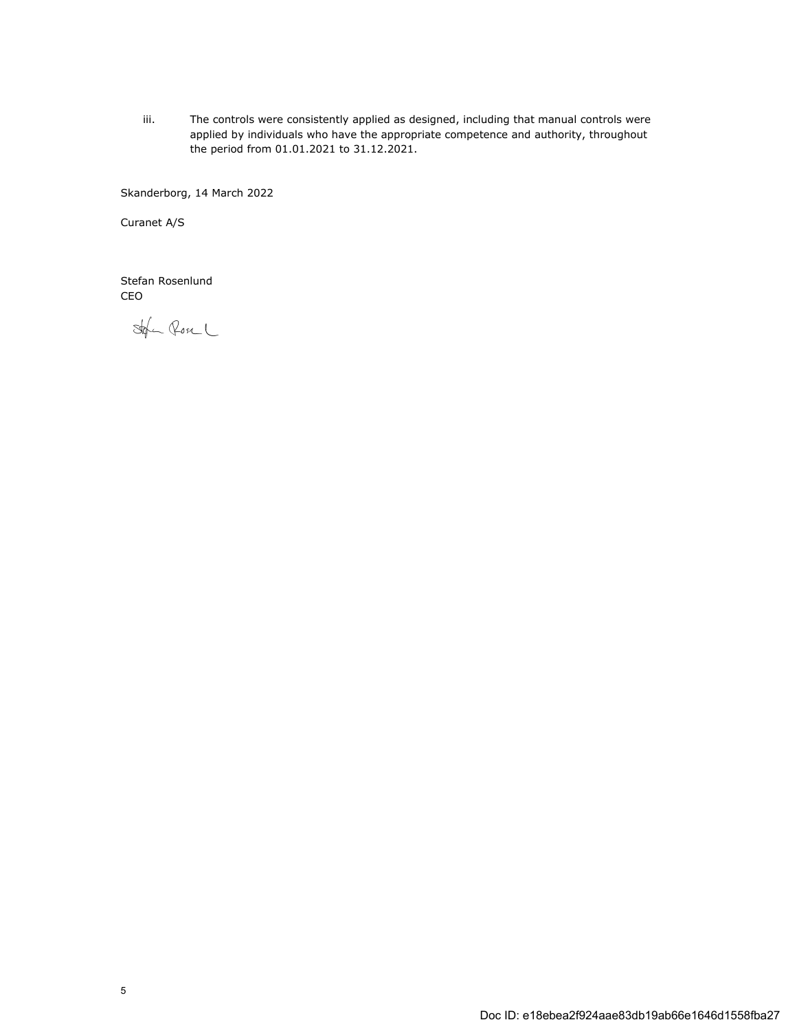iii. The controls were consistently applied as designed, including that manual controls were applied by individuals who have the appropriate competence and authority, throughout the period from 01.01.2021 to 31.12.2021.

Skanderborg, 14 March 2022

Curanet A/S

Stefan Rosenlund
CEO

Doc ID: e18ebea2f924aae83db19ab66e1646d1558fba27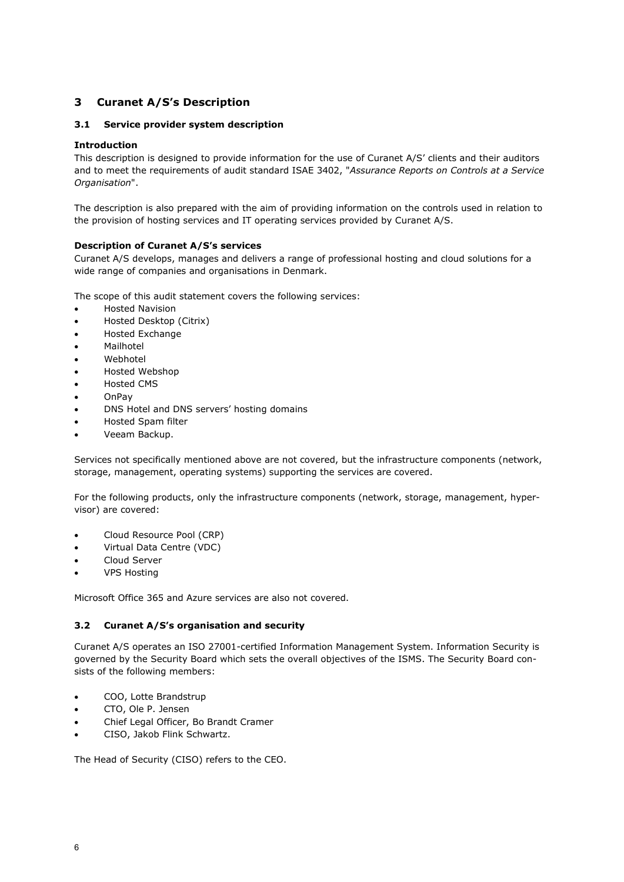# 3 Curanet A/S's Description

## 3.1 Service provider system description

**Introduction**

This description is designed to provide information for the use of Curanet A/S' clients and their auditors and to meet the requirements of audit standard ISAE 3402, "*Assurance Reports on Controls at a Service Organisation*".

The description is also prepared with the aim of providing information on the controls used in relation to the provision of hosting services and IT operating services provided by Curanet A/S.

**Description of Curanet A/S's services**

Curanet A/S develops, manages and delivers a range of professional hosting and cloud solutions for a wide range of companies and organisations in Denmark.

The scope of this audit statement covers the following services:

- Hosted Navision
- Hosted Desktop (Citrix)
- Hosted Exchange
- Mailhotel
- Webhotel
- Hosted Webshop
- Hosted CMS
- OnPay
- DNS Hotel and DNS servers' hosting domains
- Hosted Spam filter
- Veeam Backup.

Services not specifically mentioned above are not covered, but the infrastructure components (network, storage, management, operating systems) supporting the services are covered.

For the following products, only the infrastructure components (network, storage, management, hypervisor) are covered:

- Cloud Resource Pool (CRP)
- Virtual Data Centre (VDC)
- Cloud Server
- VPS Hosting

Microsoft Office 365 and Azure services are also not covered.

## 3.2 Curanet A/S's organisation and security

Curanet A/S operates an ISO 27001-certified Information Management System. Information Security is governed by the Security Board which sets the overall objectives of the ISMS. The Security Board consists of the following members:

- COO, Lotte Brandstrup
- CTO, Ole P. Jensen
- Chief Legal Officer, Bo Brandt Cramer
- CISO, Jakob Flink Schwartz.

The Head of Security (CISO) refers to the CEO.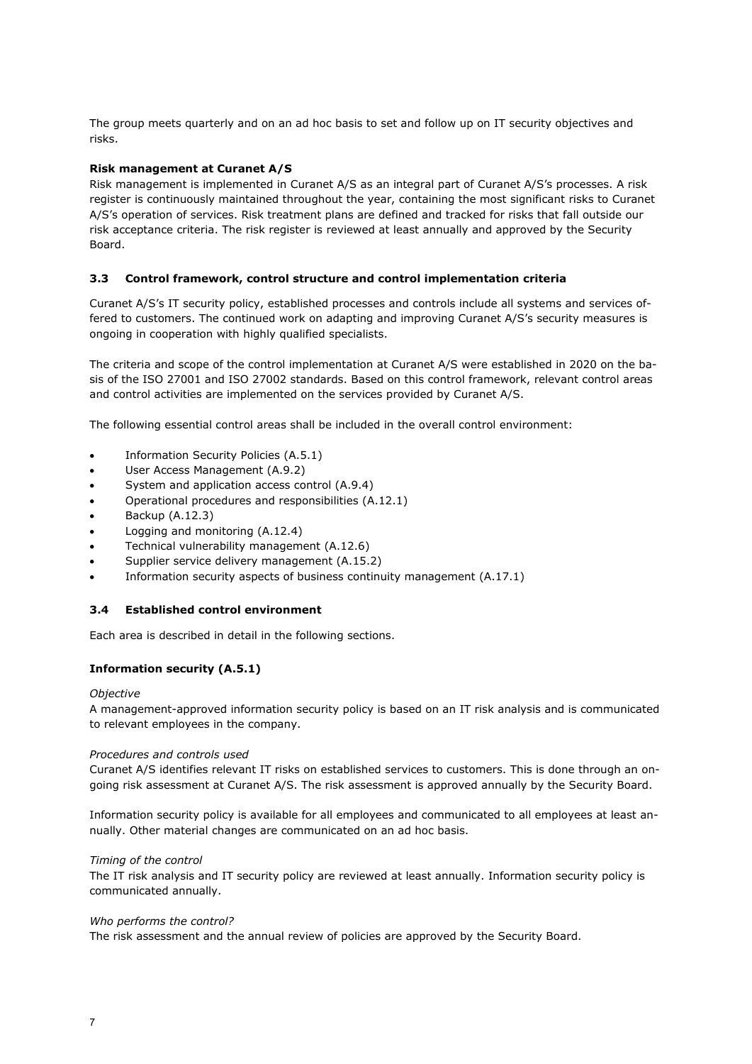The group meets quarterly and on an ad hoc basis to set and follow up on IT security objectives and risks.

**Risk management at Curanet A/S**

Risk management is implemented in Curanet A/S as an integral part of Curanet A/S's processes. A risk register is continuously maintained throughout the year, containing the most significant risks to Curanet A/S's operation of services. Risk treatment plans are defined and tracked for risks that fall outside our risk acceptance criteria. The risk register is reviewed at least annually and approved by the Security Board.

### 3.3 Control framework, control structure and control implementation criteria

Curanet A/S's IT security policy, established processes and controls include all systems and services offered to customers. The continued work on adapting and improving Curanet A/S's security measures is ongoing in cooperation with highly qualified specialists.

The criteria and scope of the control implementation at Curanet A/S were established in 2020 on the basis of the ISO 27001 and ISO 27002 standards. Based on this control framework, relevant control areas and control activities are implemented on the services provided by Curanet A/S.

The following essential control areas shall be included in the overall control environment:

- Information Security Policies (A.5.1)
- User Access Management (A.9.2)
- System and application access control (A.9.4)
- Operational procedures and responsibilities (A.12.1)
- Backup (A.12.3)
- Logging and monitoring (A.12.4)
- Technical vulnerability management (A.12.6)
- Supplier service delivery management (A.15.2)
- Information security aspects of business continuity management (A.17.1)

### 3.4 Established control environment

Each area is described in detail in the following sections.

**Information security (A.5.1)**

*Objective*

A management-approved information security policy is based on an IT risk analysis and is communicated to relevant employees in the company.

*Procedures and controls used*

Curanet A/S identifies relevant IT risks on established services to customers. This is done through an ongoing risk assessment at Curanet A/S. The risk assessment is approved annually by the Security Board.

Information security policy is available for all employees and communicated to all employees at least annually. Other material changes are communicated on an ad hoc basis.

*Timing of the control*

The IT risk analysis and IT security policy are reviewed at least annually. Information security policy is communicated annually.

*Who performs the control?*

The risk assessment and the annual review of policies are approved by the Security Board.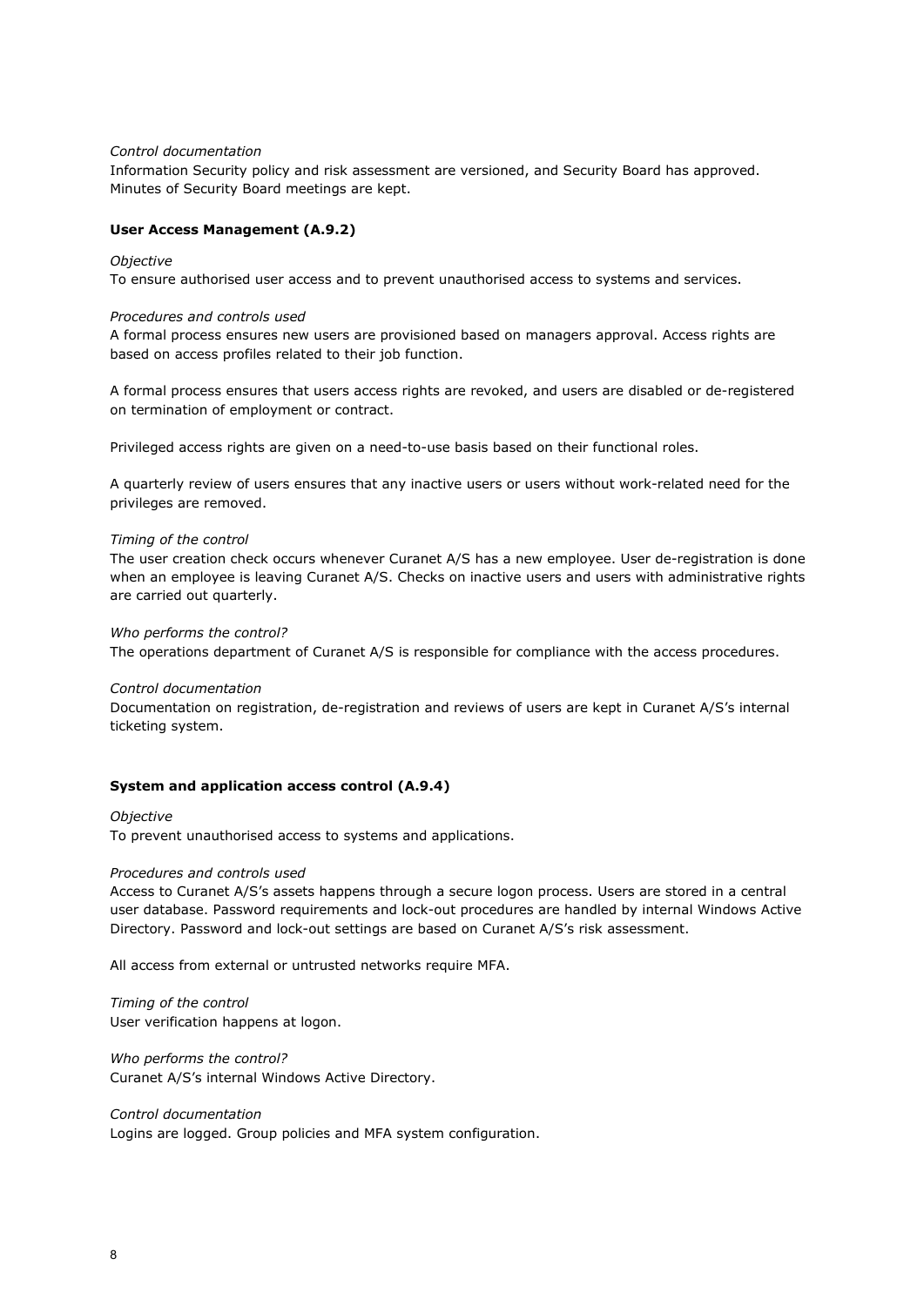*Control documentation*
Information Security policy and risk assessment are versioned, and Security Board has approved. Minutes of Security Board meetings are kept.

**User Access Management (A.9.2)**

*Objective*
To ensure authorised user access and to prevent unauthorised access to systems and services.

*Procedures and controls used*
A formal process ensures new users are provisioned based on managers approval. Access rights are based on access profiles related to their job function.

A formal process ensures that users access rights are revoked, and users are disabled or de-registered on termination of employment or contract.

Privileged access rights are given on a need-to-use basis based on their functional roles.

A quarterly review of users ensures that any inactive users or users without work-related need for the privileges are removed.

*Timing of the control*
The user creation check occurs whenever Curanet A/S has a new employee. User de-registration is done when an employee is leaving Curanet A/S. Checks on inactive users and users with administrative rights are carried out quarterly.

*Who performs the control?*
The operations department of Curanet A/S is responsible for compliance with the access procedures.

*Control documentation*
Documentation on registration, de-registration and reviews of users are kept in Curanet A/S's internal ticketing system.

**System and application access control (A.9.4)**

*Objective*
To prevent unauthorised access to systems and applications.

*Procedures and controls used*
Access to Curanet A/S's assets happens through a secure logon process. Users are stored in a central user database. Password requirements and lock-out procedures are handled by internal Windows Active Directory. Password and lock-out settings are based on Curanet A/S's risk assessment.

All access from external or untrusted networks require MFA.

*Timing of the control*
User verification happens at logon.

*Who performs the control?*
Curanet A/S's internal Windows Active Directory.

*Control documentation*
Logins are logged. Group policies and MFA system configuration.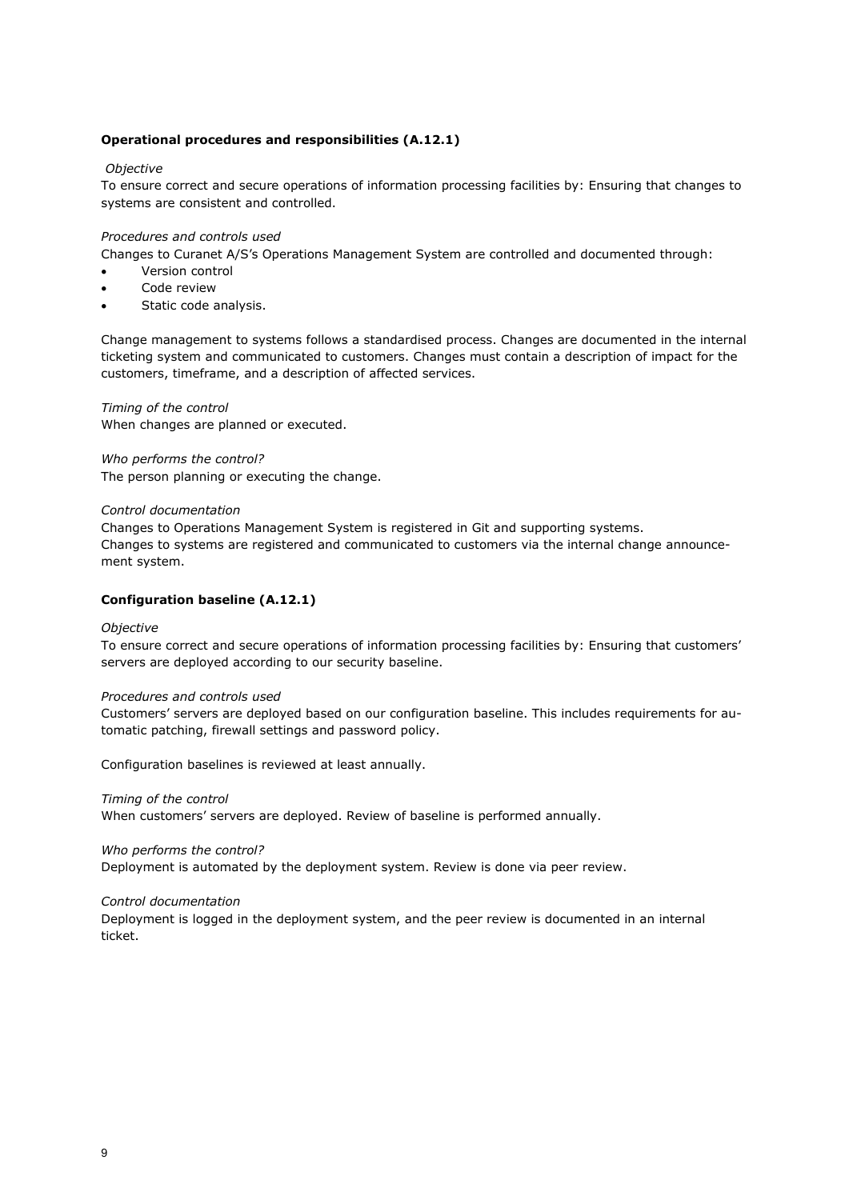**Operational procedures and responsibilities (A.12.1)**

*Objective*
To ensure correct and secure operations of information processing facilities by: Ensuring that changes to systems are consistent and controlled.

*Procedures and controls used*
Changes to Curanet A/S's Operations Management System are controlled and documented through:

- Version control
- Code review
- Static code analysis.

Change management to systems follows a standardised process. Changes are documented in the internal ticketing system and communicated to customers. Changes must contain a description of impact for the customers, timeframe, and a description of affected services.

*Timing of the control*
When changes are planned or executed.

*Who performs the control?*
The person planning or executing the change.

*Control documentation*
Changes to Operations Management System is registered in Git and supporting systems.
Changes to systems are registered and communicated to customers via the internal change announcement system.

**Configuration baseline (A.12.1)**

*Objective*
To ensure correct and secure operations of information processing facilities by: Ensuring that customers' servers are deployed according to our security baseline.

*Procedures and controls used*
Customers' servers are deployed based on our configuration baseline. This includes requirements for automatic patching, firewall settings and password policy.

Configuration baselines is reviewed at least annually.

*Timing of the control*
When customers' servers are deployed. Review of baseline is performed annually.

*Who performs the control?*
Deployment is automated by the deployment system. Review is done via peer review.

*Control documentation*
Deployment is logged in the deployment system, and the peer review is documented in an internal ticket.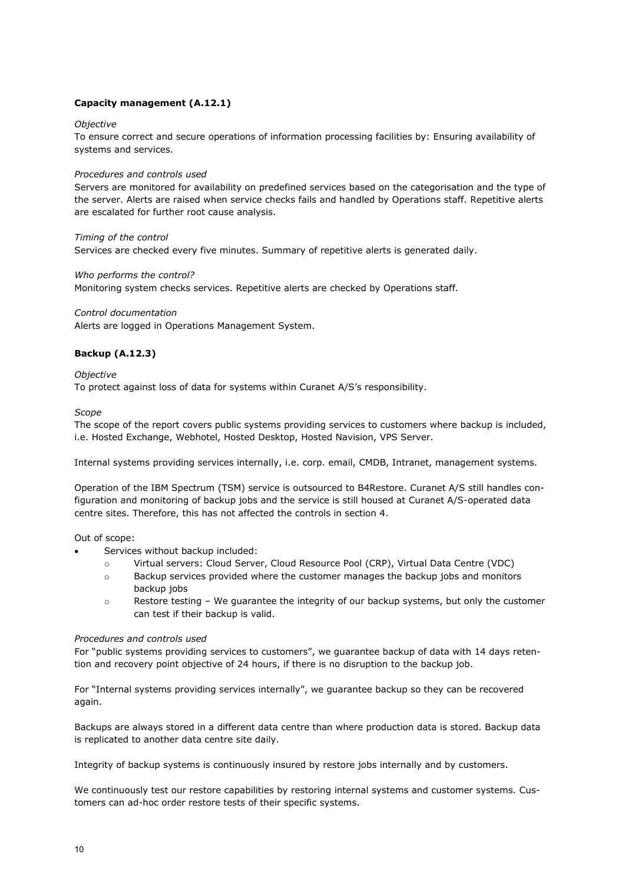**Capacity management (A.12.1)**

*Objective*

To ensure correct and secure operations of information processing facilities by: Ensuring availability of systems and services.

*Procedures and controls used*

Servers are monitored for availability on predefined services based on the categorisation and the type of the server. Alerts are raised when service checks fails and handled by Operations staff. Repetitive alerts are escalated for further root cause analysis.

*Timing of the control*

Services are checked every five minutes. Summary of repetitive alerts is generated daily.

*Who performs the control?*

Monitoring system checks services. Repetitive alerts are checked by Operations staff.

*Control documentation*

Alerts are logged in Operations Management System.

**Backup (A.12.3)**

*Objective*

To protect against loss of data for systems within Curanet A/S's responsibility.

*Scope*

The scope of the report covers public systems providing services to customers where backup is included, i.e. Hosted Exchange, Webhotel, Hosted Desktop, Hosted Navision, VPS Server.

Internal systems providing services internally, i.e. corp. email, CMDB, Intranet, management systems.

Operation of the IBM Spectrum (TSM) service is outsourced to B4Restore. Curanet A/S still handles configuration and monitoring of backup jobs and the service is still housed at Curanet A/S-operated data centre sites. Therefore, this has not affected the controls in section 4.

Out of scope:

- Services without backup included:
  - Virtual servers: Cloud Server, Cloud Resource Pool (CRP), Virtual Data Centre (VDC)
  - Backup services provided where the customer manages the backup jobs and monitors backup jobs
  - Restore testing – We guarantee the integrity of our backup systems, but only the customer can test if their backup is valid.

*Procedures and controls used*

For "public systems providing services to customers", we guarantee backup of data with 14 days retention and recovery point objective of 24 hours, if there is no disruption to the backup job.

For "Internal systems providing services internally", we guarantee backup so they can be recovered again.

Backups are always stored in a different data centre than where production data is stored. Backup data is replicated to another data centre site daily.

Integrity of backup systems is continuously insured by restore jobs internally and by customers.

We continuously test our restore capabilities by restoring internal systems and customer systems. Customers can ad-hoc order restore tests of their specific systems.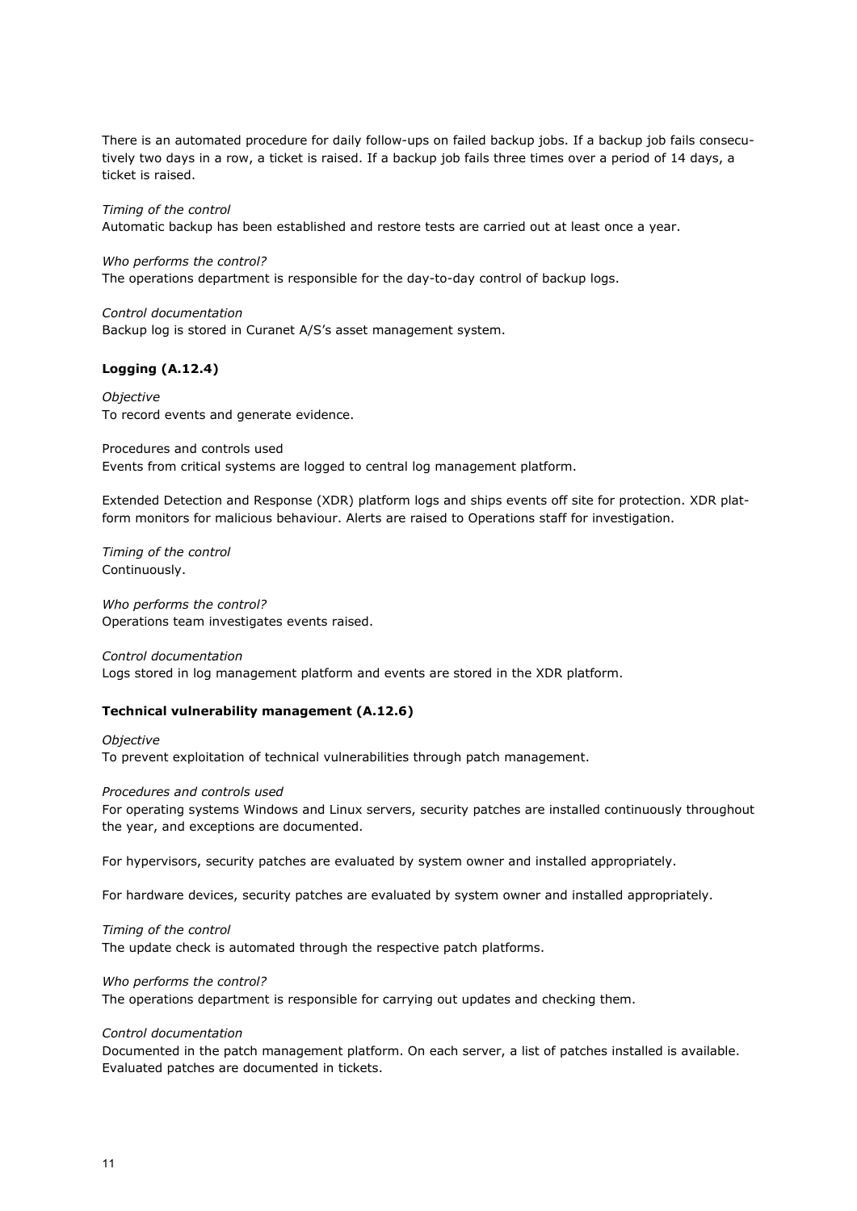There is an automated procedure for daily follow-ups on failed backup jobs. If a backup job fails consecutively two days in a row, a ticket is raised. If a backup job fails three times over a period of 14 days, a ticket is raised.

*Timing of the control*
Automatic backup has been established and restore tests are carried out at least once a year.

*Who performs the control?*
The operations department is responsible for the day-to-day control of backup logs.

*Control documentation*
Backup log is stored in Curanet A/S's asset management system.

**Logging (A.12.4)**

*Objective*
To record events and generate evidence.

Procedures and controls used
Events from critical systems are logged to central log management platform.

Extended Detection and Response (XDR) platform logs and ships events off site for protection. XDR platform monitors for malicious behaviour. Alerts are raised to Operations staff for investigation.

*Timing of the control*
Continuously.

*Who performs the control?*
Operations team investigates events raised.

*Control documentation*
Logs stored in log management platform and events are stored in the XDR platform.

**Technical vulnerability management (A.12.6)**

*Objective*
To prevent exploitation of technical vulnerabilities through patch management.

*Procedures and controls used*
For operating systems Windows and Linux servers, security patches are installed continuously throughout the year, and exceptions are documented.

For hypervisors, security patches are evaluated by system owner and installed appropriately.

For hardware devices, security patches are evaluated by system owner and installed appropriately.

*Timing of the control*
The update check is automated through the respective patch platforms.

*Who performs the control?*
The operations department is responsible for carrying out updates and checking them.

*Control documentation*
Documented in the patch management platform. On each server, a list of patches installed is available. Evaluated patches are documented in tickets.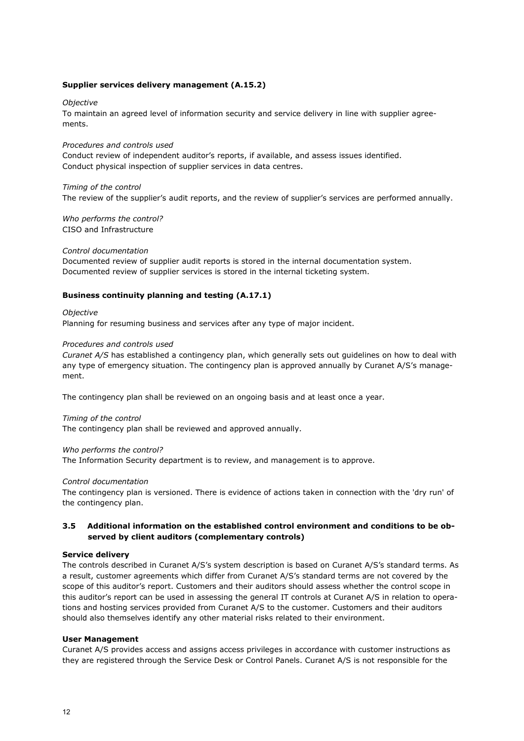**Supplier services delivery management (A.15.2)**

*Objective*

To maintain an agreed level of information security and service delivery in line with supplier agreements.

*Procedures and controls used*

Conduct review of independent auditor's reports, if available, and assess issues identified.
Conduct physical inspection of supplier services in data centres.

*Timing of the control*

The review of the supplier's audit reports, and the review of supplier's services are performed annually.

*Who performs the control?*

CISO and Infrastructure

*Control documentation*

Documented review of supplier audit reports is stored in the internal documentation system.
Documented review of supplier services is stored in the internal ticketing system.

**Business continuity planning and testing (A.17.1)**

*Objective*

Planning for resuming business and services after any type of major incident.

*Procedures and controls used*

*Curanet A/S* has established a contingency plan, which generally sets out guidelines on how to deal with any type of emergency situation. The contingency plan is approved annually by Curanet A/S's management.

The contingency plan shall be reviewed on an ongoing basis and at least once a year.

*Timing of the control*

The contingency plan shall be reviewed and approved annually.

*Who performs the control?*

The Information Security department is to review, and management is to approve.

*Control documentation*

The contingency plan is versioned. There is evidence of actions taken in connection with the 'dry run' of the contingency plan.

### 3.5 Additional information on the established control environment and conditions to be observed by client auditors (complementary controls)

**Service delivery**

The controls described in Curanet A/S's system description is based on Curanet A/S's standard terms. As a result, customer agreements which differ from Curanet A/S's standard terms are not covered by the scope of this auditor's report. Customers and their auditors should assess whether the control scope in this auditor's report can be used in assessing the general IT controls at Curanet A/S in relation to operations and hosting services provided from Curanet A/S to the customer. Customers and their auditors should also themselves identify any other material risks related to their environment.

**User Management**

Curanet A/S provides access and assigns access privileges in accordance with customer instructions as they are registered through the Service Desk or Control Panels. Curanet A/S is not responsible for the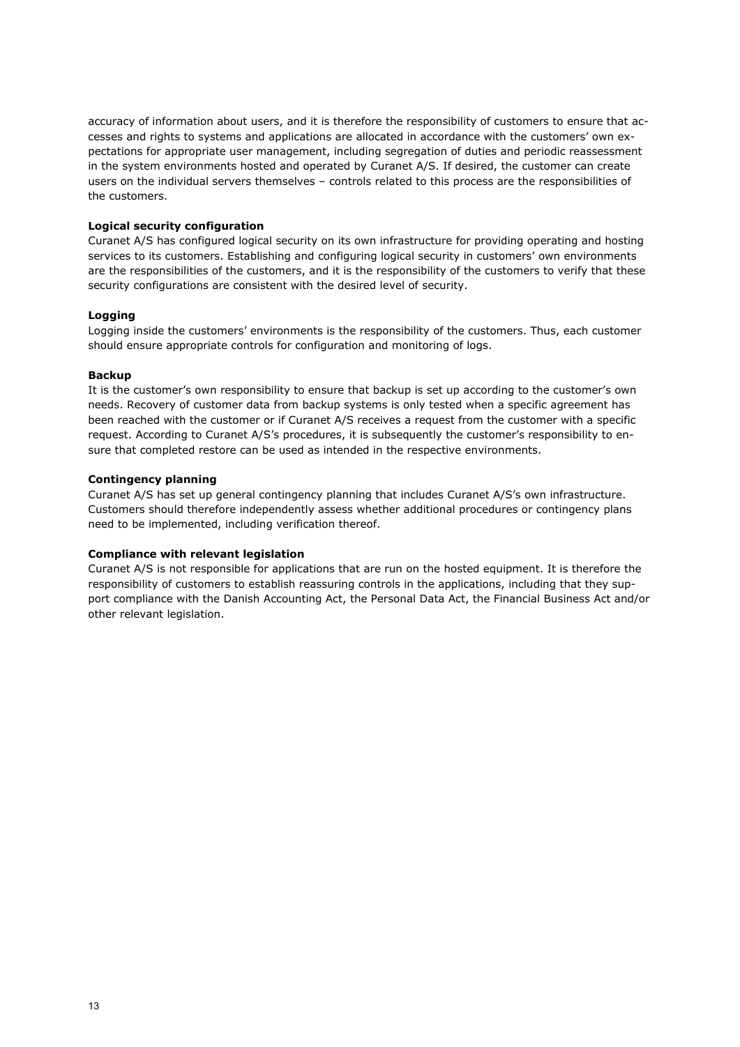accuracy of information about users, and it is therefore the responsibility of customers to ensure that accesses and rights to systems and applications are allocated in accordance with the customers' own expectations for appropriate user management, including segregation of duties and periodic reassessment in the system environments hosted and operated by Curanet A/S. If desired, the customer can create users on the individual servers themselves – controls related to this process are the responsibilities of the customers.

**Logical security configuration**

Curanet A/S has configured logical security on its own infrastructure for providing operating and hosting services to its customers. Establishing and configuring logical security in customers' own environments are the responsibilities of the customers, and it is the responsibility of the customers to verify that these security configurations are consistent with the desired level of security.

**Logging**

Logging inside the customers' environments is the responsibility of the customers. Thus, each customer should ensure appropriate controls for configuration and monitoring of logs.

**Backup**

It is the customer's own responsibility to ensure that backup is set up according to the customer's own needs. Recovery of customer data from backup systems is only tested when a specific agreement has been reached with the customer or if Curanet A/S receives a request from the customer with a specific request. According to Curanet A/S's procedures, it is subsequently the customer's responsibility to ensure that completed restore can be used as intended in the respective environments.

**Contingency planning**

Curanet A/S has set up general contingency planning that includes Curanet A/S's own infrastructure. Customers should therefore independently assess whether additional procedures or contingency plans need to be implemented, including verification thereof.

**Compliance with relevant legislation**

Curanet A/S is not responsible for applications that are run on the hosted equipment. It is therefore the responsibility of customers to establish reassuring controls in the applications, including that they support compliance with the Danish Accounting Act, the Personal Data Act, the Financial Business Act and/or other relevant legislation.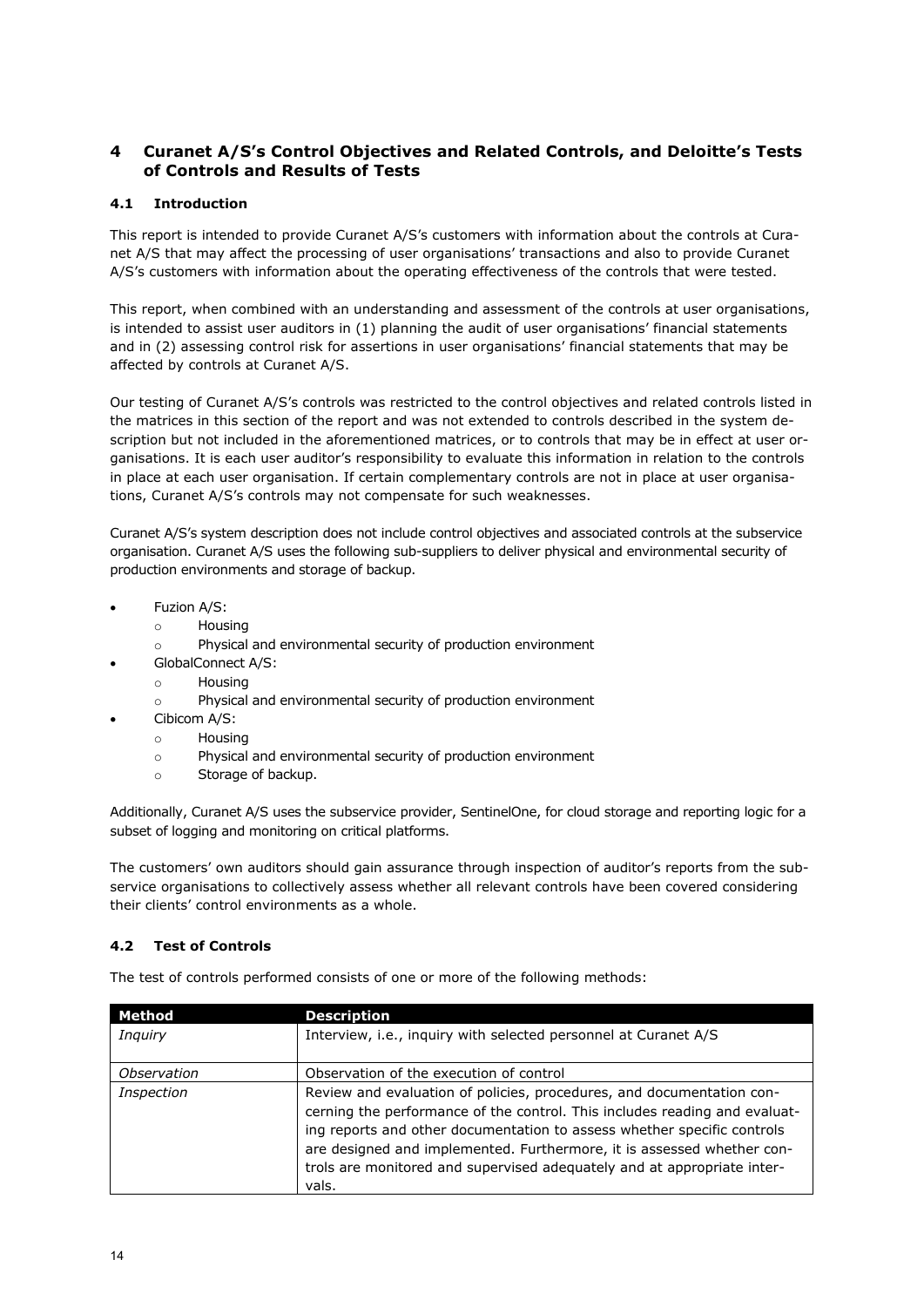## 4 Curanet A/S's Control Objectives and Related Controls, and Deloitte's Tests of Controls and Results of Tests

### 4.1 Introduction

This report is intended to provide Curanet A/S's customers with information about the controls at Curanet A/S that may affect the processing of user organisations' transactions and also to provide Curanet A/S's customers with information about the operating effectiveness of the controls that were tested.

This report, when combined with an understanding and assessment of the controls at user organisations, is intended to assist user auditors in (1) planning the audit of user organisations' financial statements and in (2) assessing control risk for assertions in user organisations' financial statements that may be affected by controls at Curanet A/S.

Our testing of Curanet A/S's controls was restricted to the control objectives and related controls listed in the matrices in this section of the report and was not extended to controls described in the system description but not included in the aforementioned matrices, or to controls that may be in effect at user organisations. It is each user auditor's responsibility to evaluate this information in relation to the controls in place at each user organisation. If certain complementary controls are not in place at user organisations, Curanet A/S's controls may not compensate for such weaknesses.

Curanet A/S's system description does not include control objectives and associated controls at the subservice organisation. Curanet A/S uses the following sub-suppliers to deliver physical and environmental security of production environments and storage of backup.

- Fuzion A/S:
  - Housing
  - Physical and environmental security of production environment
- GlobalConnect A/S:
  - Housing
  - Physical and environmental security of production environment
- Cibicom A/S:
  - Housing
  - Physical and environmental security of production environment
  - Storage of backup.

Additionally, Curanet A/S uses the subservice provider, SentinelOne, for cloud storage and reporting logic for a subset of logging and monitoring on critical platforms.

The customers' own auditors should gain assurance through inspection of auditor's reports from the subservice organisations to collectively assess whether all relevant controls have been covered considering their clients' control environments as a whole.

### 4.2 Test of Controls

The test of controls performed consists of one or more of the following methods:

| Method | Description |
| --- | --- |
| *Inquiry* | Interview, i.e., inquiry with selected personnel at Curanet A/S |
| *Observation* | Observation of the execution of control |
| *Inspection* | Review and evaluation of policies, procedures, and documentation concerning the performance of the control. This includes reading and evaluating reports and other documentation to assess whether specific controls are designed and implemented. Furthermore, it is assessed whether controls are monitored and supervised adequately and at appropriate intervals. |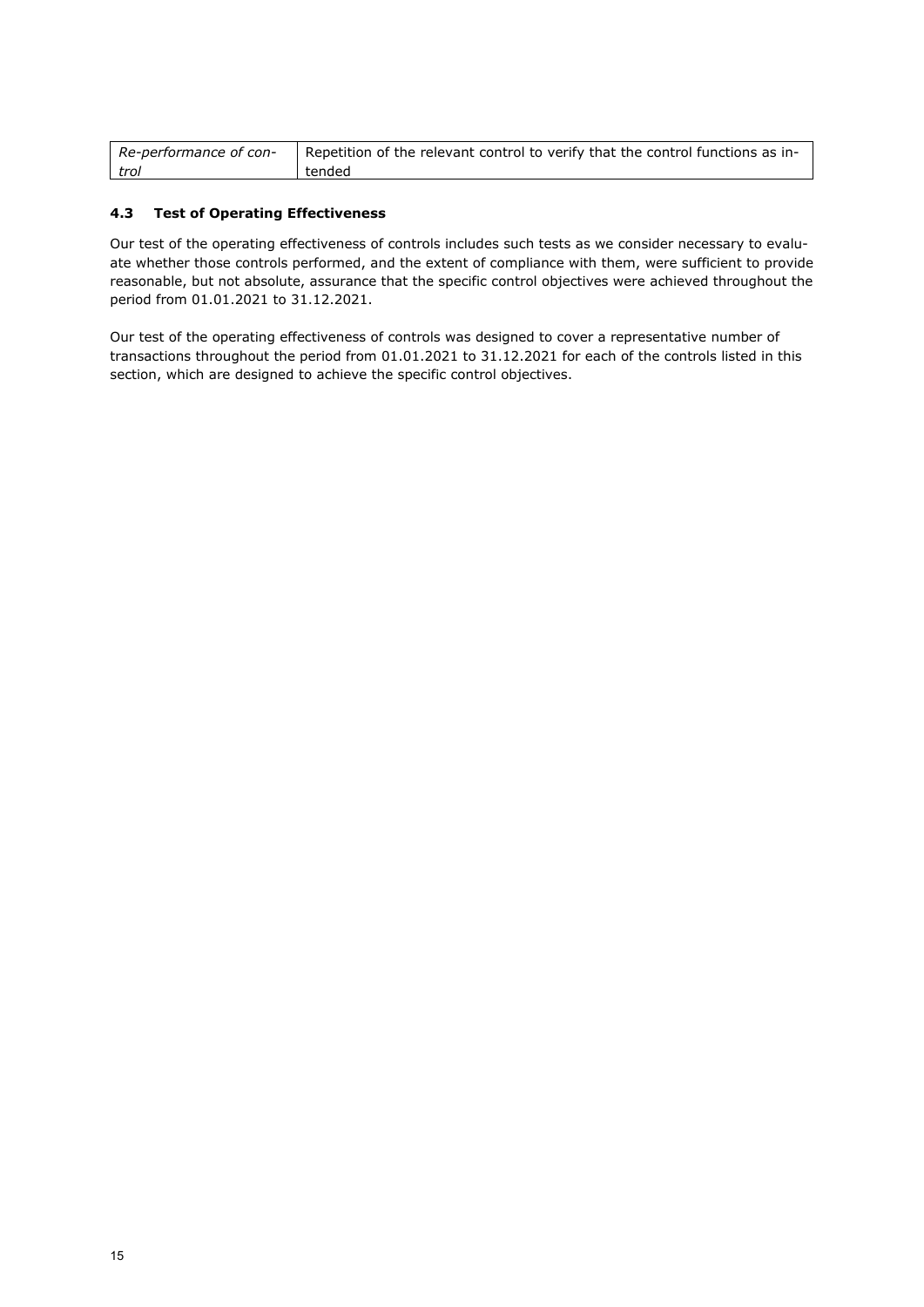| | |
|---|---|
| *Re-performance of control* | Repetition of the relevant control to verify that the control functions as intended |

### 4.3 Test of Operating Effectiveness

Our test of the operating effectiveness of controls includes such tests as we consider necessary to evaluate whether those controls performed, and the extent of compliance with them, were sufficient to provide reasonable, but not absolute, assurance that the specific control objectives were achieved throughout the period from 01.01.2021 to 31.12.2021.

Our test of the operating effectiveness of controls was designed to cover a representative number of transactions throughout the period from 01.01.2021 to 31.12.2021 for each of the controls listed in this section, which are designed to achieve the specific control objectives.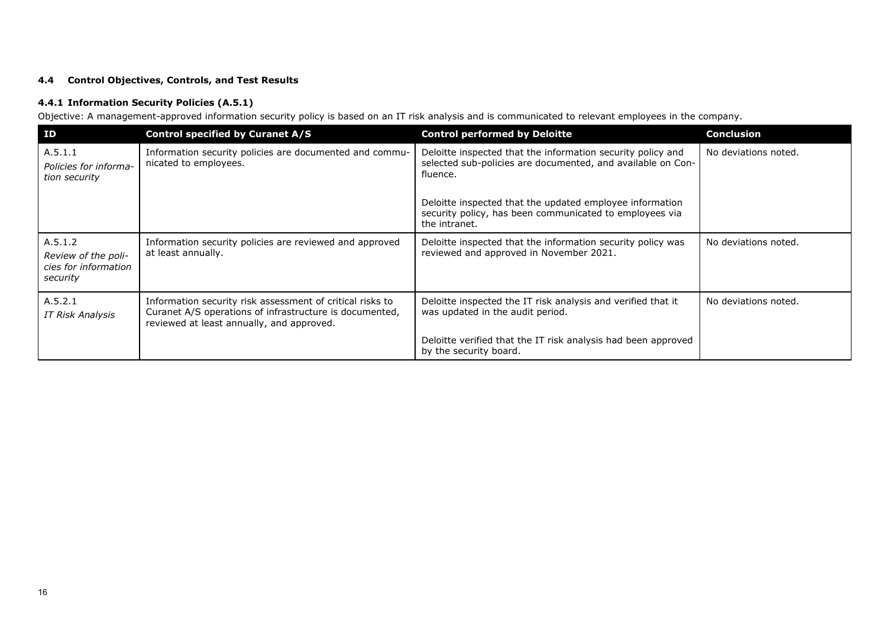### 4.4 Control Objectives, Controls, and Test Results

#### 4.4.1 Information Security Policies (A.5.1)

Objective: A management-approved information security policy is based on an IT risk analysis and is communicated to relevant employees in the company.

| ID | Control specified by Curanet A/S | Control performed by Deloitte | Conclusion |
|---|---|---|---|
| A.5.1.1<br>*Policies for information security* | Information security policies are documented and communicated to employees. | Deloitte inspected that the information security policy and selected sub-policies are documented, and available on Confluence.<br><br>Deloitte inspected that the updated employee information security policy, has been communicated to employees via the intranet. | No deviations noted. |
| A.5.1.2<br>*Review of the policies for information security* | Information security policies are reviewed and approved at least annually. | Deloitte inspected that the information security policy was reviewed and approved in November 2021. | No deviations noted. |
| A.5.2.1<br>*IT Risk Analysis* | Information security risk assessment of critical risks to Curanet A/S operations of infrastructure is documented, reviewed at least annually, and approved. | Deloitte inspected the IT risk analysis and verified that it was updated in the audit period.<br><br>Deloitte verified that the IT risk analysis had been approved by the security board. | No deviations noted. |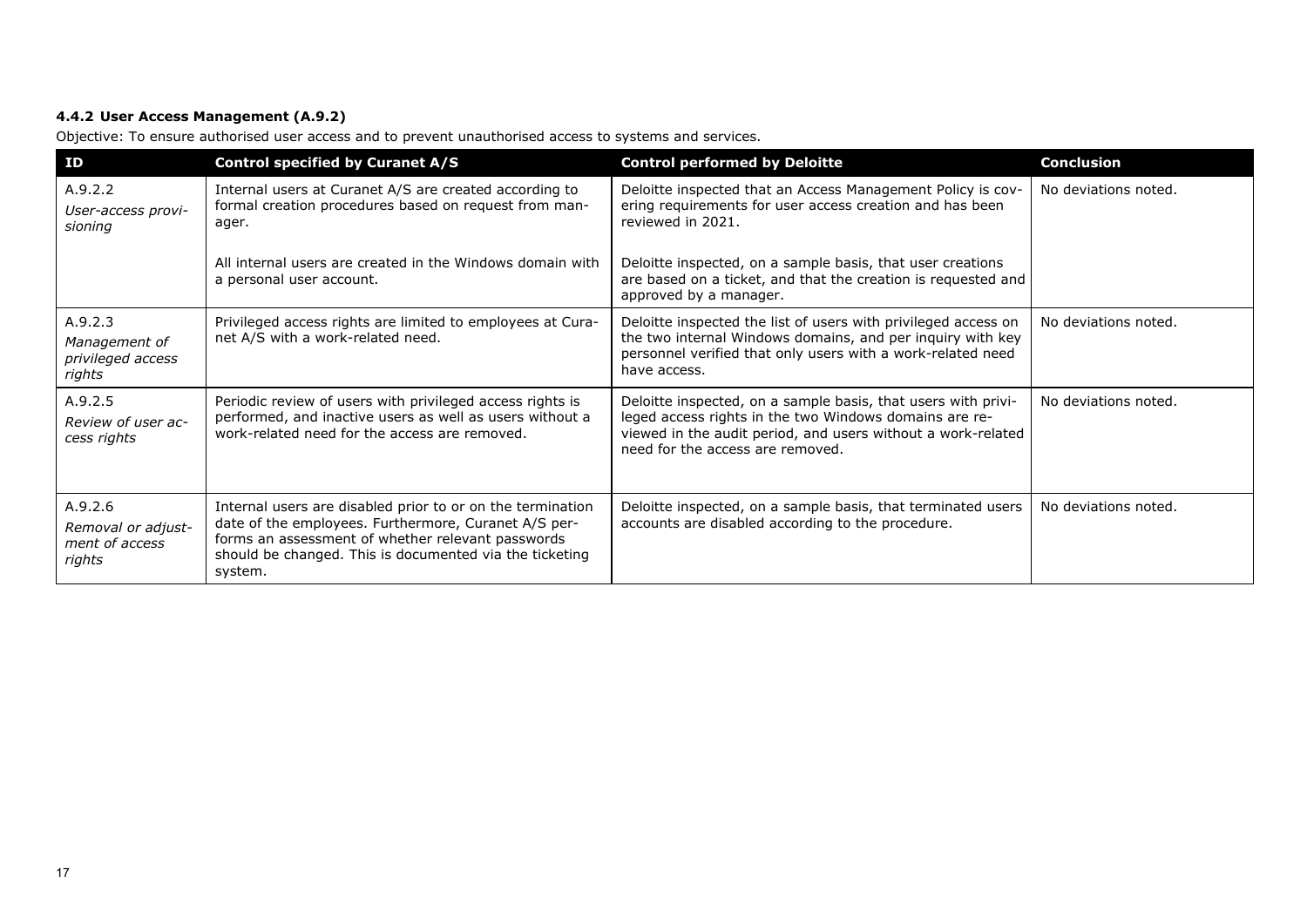#### 4.4.2 User Access Management (A.9.2)

Objective: To ensure authorised user access and to prevent unauthorised access to systems and services.

| ID | Control specified by Curanet A/S | Control performed by Deloitte | Conclusion |
|---|---|---|---|
| A.9.2.2<br>*User-access provisioning* | Internal users at Curanet A/S are created according to formal creation procedures based on request from manager.<br><br>All internal users are created in the Windows domain with a personal user account. | Deloitte inspected that an Access Management Policy is covering requirements for user access creation and has been reviewed in 2021.<br><br>Deloitte inspected, on a sample basis, that user creations are based on a ticket, and that the creation is requested and approved by a manager. | No deviations noted. |
| A.9.2.3<br>*Management of privileged access rights* | Privileged access rights are limited to employees at Curanet A/S with a work-related need. | Deloitte inspected the list of users with privileged access on the two internal Windows domains, and per inquiry with key personnel verified that only users with a work-related need have access. | No deviations noted. |
| A.9.2.5<br>*Review of user access rights* | Periodic review of users with privileged access rights is performed, and inactive users as well as users without a work-related need for the access are removed. | Deloitte inspected, on a sample basis, that users with privileged access rights in the two Windows domains are reviewed in the audit period, and users without a work-related need for the access are removed. | No deviations noted. |
| A.9.2.6<br>*Removal or adjustment of access rights* | Internal users are disabled prior to or on the termination date of the employees. Furthermore, Curanet A/S performs an assessment of whether relevant passwords should be changed. This is documented via the ticketing system. | Deloitte inspected, on a sample basis, that terminated users accounts are disabled according to the procedure. | No deviations noted. |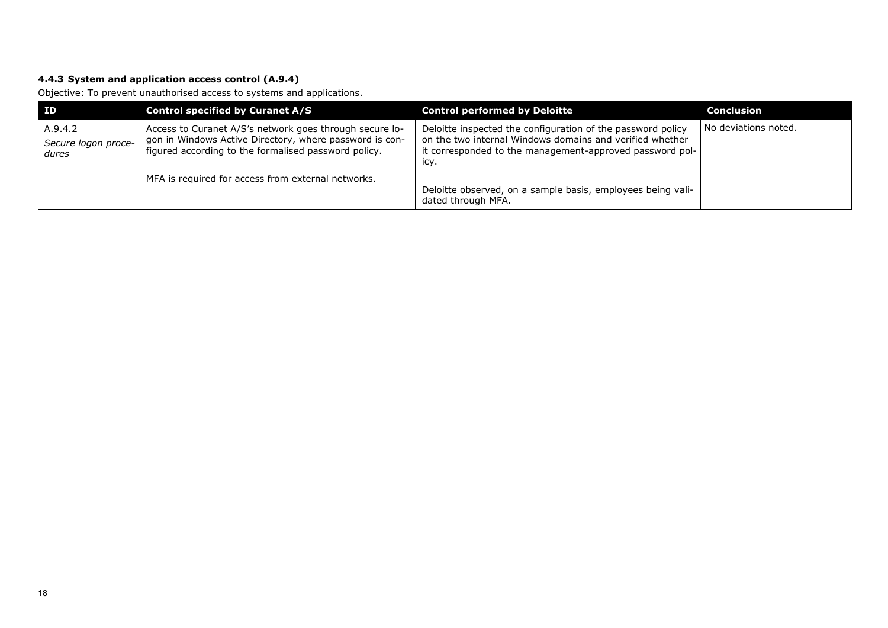### 4.4.3 System and application access control (A.9.4)

Objective: To prevent unauthorised access to systems and applications.

| ID | Control specified by Curanet A/S | Control performed by Deloitte | Conclusion |
|---|---|---|---|
| A.9.4.2<br>*Secure logon procedures* | Access to Curanet A/S's network goes through secure logon in Windows Active Directory, where password is configured according to the formalised password policy.<br><br>MFA is required for access from external networks. | Deloitte inspected the configuration of the password policy on the two internal Windows domains and verified whether it corresponded to the management-approved password policy.<br><br>Deloitte observed, on a sample basis, employees being validated through MFA. | No deviations noted. |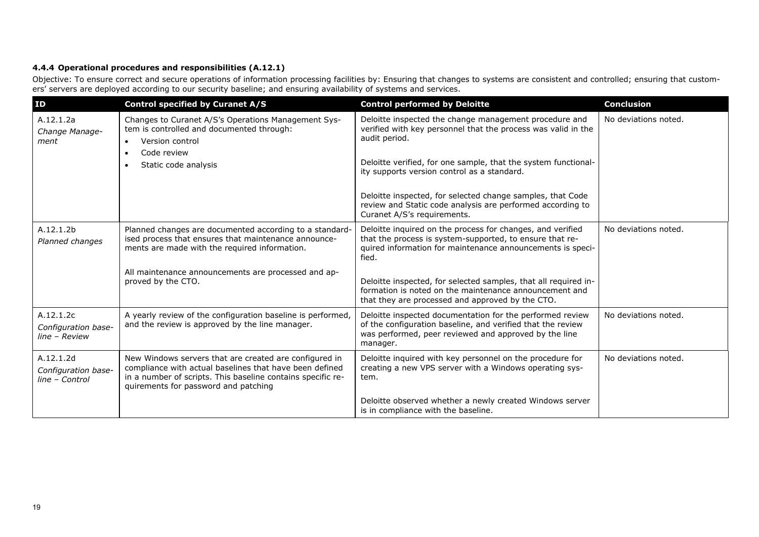#### 4.4.4 Operational procedures and responsibilities (A.12.1)

Objective: To ensure correct and secure operations of information processing facilities by: Ensuring that changes to systems are consistent and controlled; ensuring that customers' servers are deployed according to our security baseline; and ensuring availability of systems and services.

| ID | Control specified by Curanet A/S | Control performed by Deloitte | Conclusion |
|---|---|---|---|
| A.12.1.2a<br>*Change Management* | Changes to Curanet A/S's Operations Management System is controlled and documented through:<br>• Version control<br>• Code review<br>• Static code analysis | Deloitte inspected the change management procedure and verified with key personnel that the process was valid in the audit period.<br><br>Deloitte verified, for one sample, that the system functionality supports version control as a standard.<br><br>Deloitte inspected, for selected change samples, that Code review and Static code analysis are performed according to Curanet A/S's requirements. | No deviations noted. |
| A.12.1.2b<br>*Planned changes* | Planned changes are documented according to a standardised process that ensures that maintenance announcements are made with the required information.<br><br>All maintenance announcements are processed and approved by the CTO. | Deloitte inquired on the process for changes, and verified that the process is system-supported, to ensure that required information for maintenance announcements is specified.<br><br>Deloitte inspected, for selected samples, that all required information is noted on the maintenance announcement and that they are processed and approved by the CTO. | No deviations noted. |
| A.12.1.2c<br>*Configuration baseline – Review* | A yearly review of the configuration baseline is performed, and the review is approved by the line manager. | Deloitte inspected documentation for the performed review of the configuration baseline, and verified that the review was performed, peer reviewed and approved by the line manager. | No deviations noted. |
| A.12.1.2d<br>*Configuration baseline – Control* | New Windows servers that are created are configured in compliance with actual baselines that have been defined in a number of scripts. This baseline contains specific requirements for password and patching | Deloitte inquired with key personnel on the procedure for creating a new VPS server with a Windows operating system.<br><br>Deloitte observed whether a newly created Windows server is in compliance with the baseline. | No deviations noted. |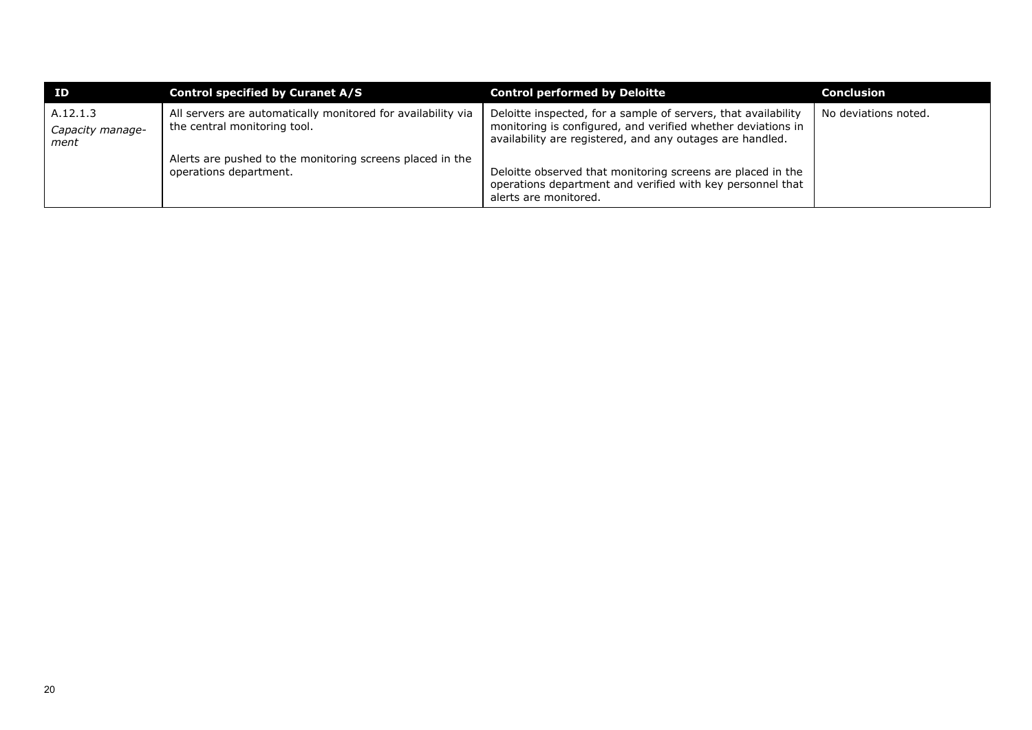| ID | Control specified by Curanet A/S | Control performed by Deloitte | Conclusion |
|---|---|---|---|
| A.12.1.3<br>*Capacity management* | All servers are automatically monitored for availability via the central monitoring tool.<br><br>Alerts are pushed to the monitoring screens placed in the operations department. | Deloitte inspected, for a sample of servers, that availability monitoring is configured, and verified whether deviations in availability are registered, and any outages are handled.<br><br>Deloitte observed that monitoring screens are placed in the operations department and verified with key personnel that alerts are monitored. | No deviations noted. |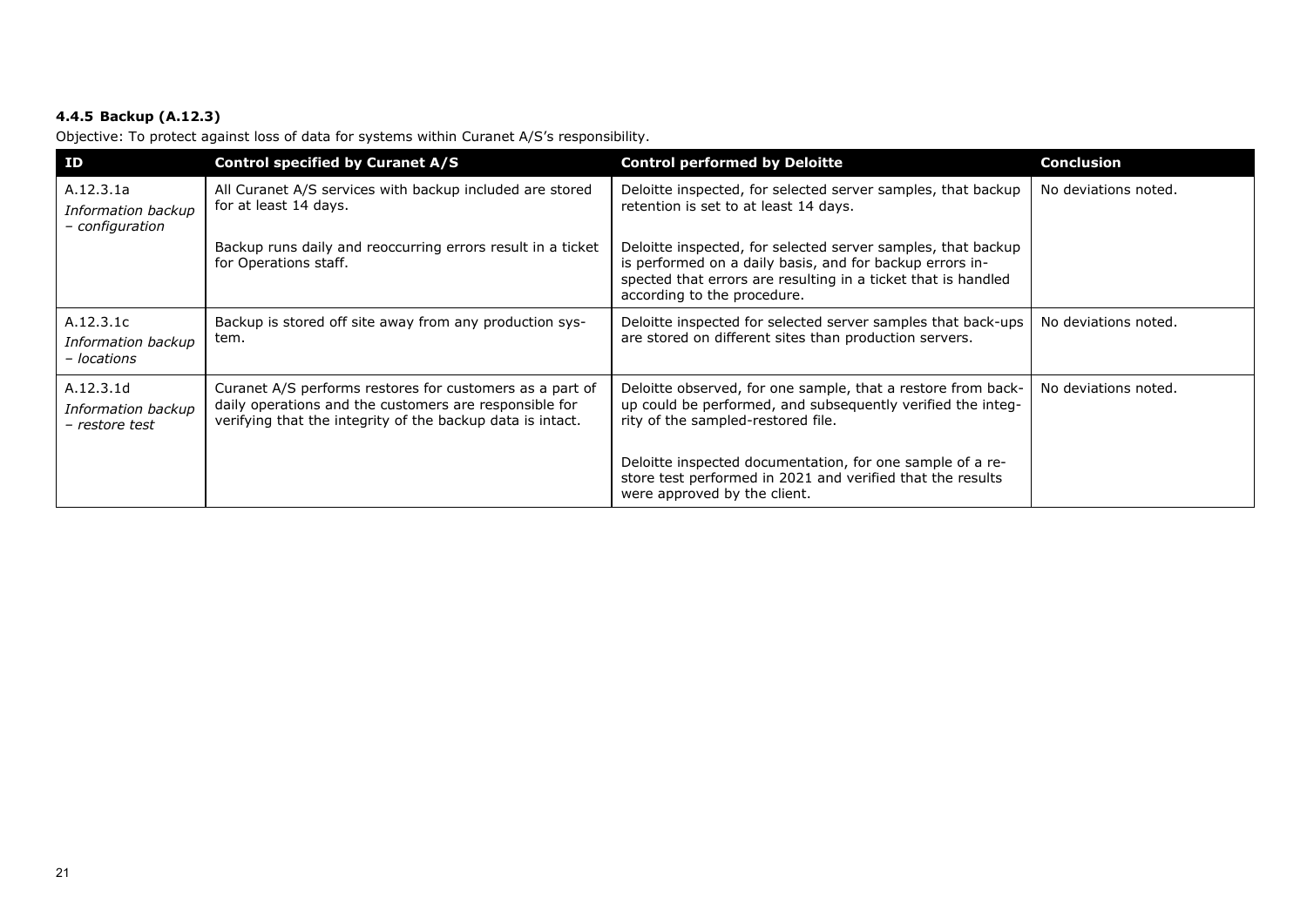#### 4.4.5 Backup (A.12.3)

Objective: To protect against loss of data for systems within Curanet A/S's responsibility.

| ID | Control specified by Curanet A/S | Control performed by Deloitte | Conclusion |
|---|---|---|---|
| A.12.3.1a *Information backup – configuration* | All Curanet A/S services with backup included are stored for at least 14 days.<br><br>Backup runs daily and reoccurring errors result in a ticket for Operations staff. | Deloitte inspected, for selected server samples, that backup retention is set to at least 14 days.<br><br>Deloitte inspected, for selected server samples, that backup is performed on a daily basis, and for backup errors inspected that errors are resulting in a ticket that is handled according to the procedure. | No deviations noted. |
| A.12.3.1c *Information backup – locations* | Backup is stored off site away from any production system. | Deloitte inspected for selected server samples that back-ups are stored on different sites than production servers. | No deviations noted. |
| A.12.3.1d *Information backup – restore test* | Curanet A/S performs restores for customers as a part of daily operations and the customers are responsible for verifying that the integrity of the backup data is intact. | Deloitte observed, for one sample, that a restore from backup could be performed, and subsequently verified the integrity of the sampled-restored file.<br><br>Deloitte inspected documentation, for one sample of a restore test performed in 2021 and verified that the results were approved by the client. | No deviations noted. |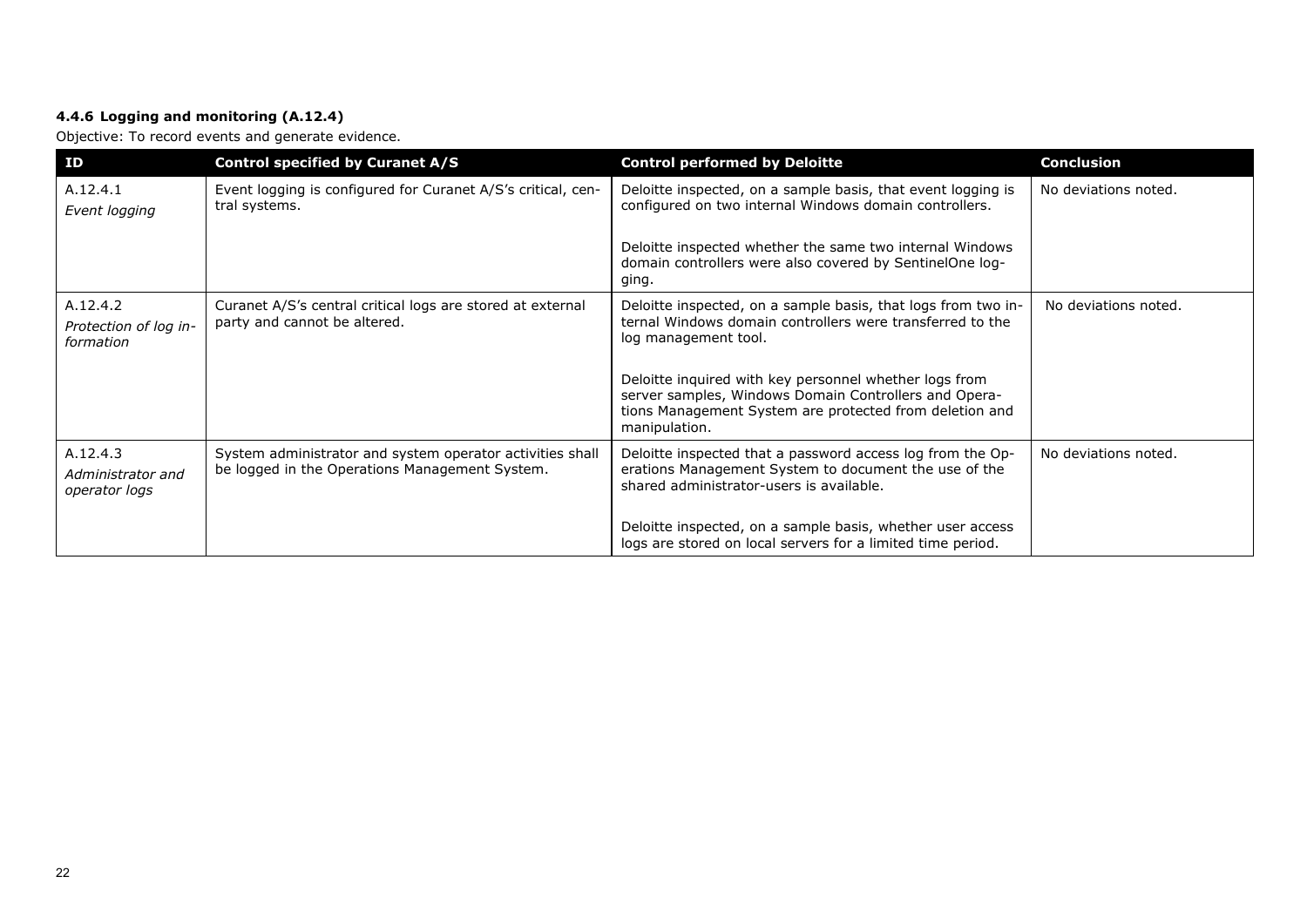#### 4.4.6 Logging and monitoring (A.12.4)

Objective: To record events and generate evidence.

| ID | Control specified by Curanet A/S | Control performed by Deloitte | Conclusion |
|---|---|---|---|
| A.12.4.1<br>*Event logging* | Event logging is configured for Curanet A/S's critical, central systems. | Deloitte inspected, on a sample basis, that event logging is configured on two internal Windows domain controllers.<br><br>Deloitte inspected whether the same two internal Windows domain controllers were also covered by SentinelOne logging. | No deviations noted. |
| A.12.4.2<br>*Protection of log information* | Curanet A/S's central critical logs are stored at external party and cannot be altered. | Deloitte inspected, on a sample basis, that logs from two internal Windows domain controllers were transferred to the log management tool.<br><br>Deloitte inquired with key personnel whether logs from server samples, Windows Domain Controllers and Operations Management System are protected from deletion and manipulation. | No deviations noted. |
| A.12.4.3<br>*Administrator and operator logs* | System administrator and system operator activities shall be logged in the Operations Management System. | Deloitte inspected that a password access log from the Operations Management System to document the use of the shared administrator-users is available.<br><br>Deloitte inspected, on a sample basis, whether user access logs are stored on local servers for a limited time period. | No deviations noted. |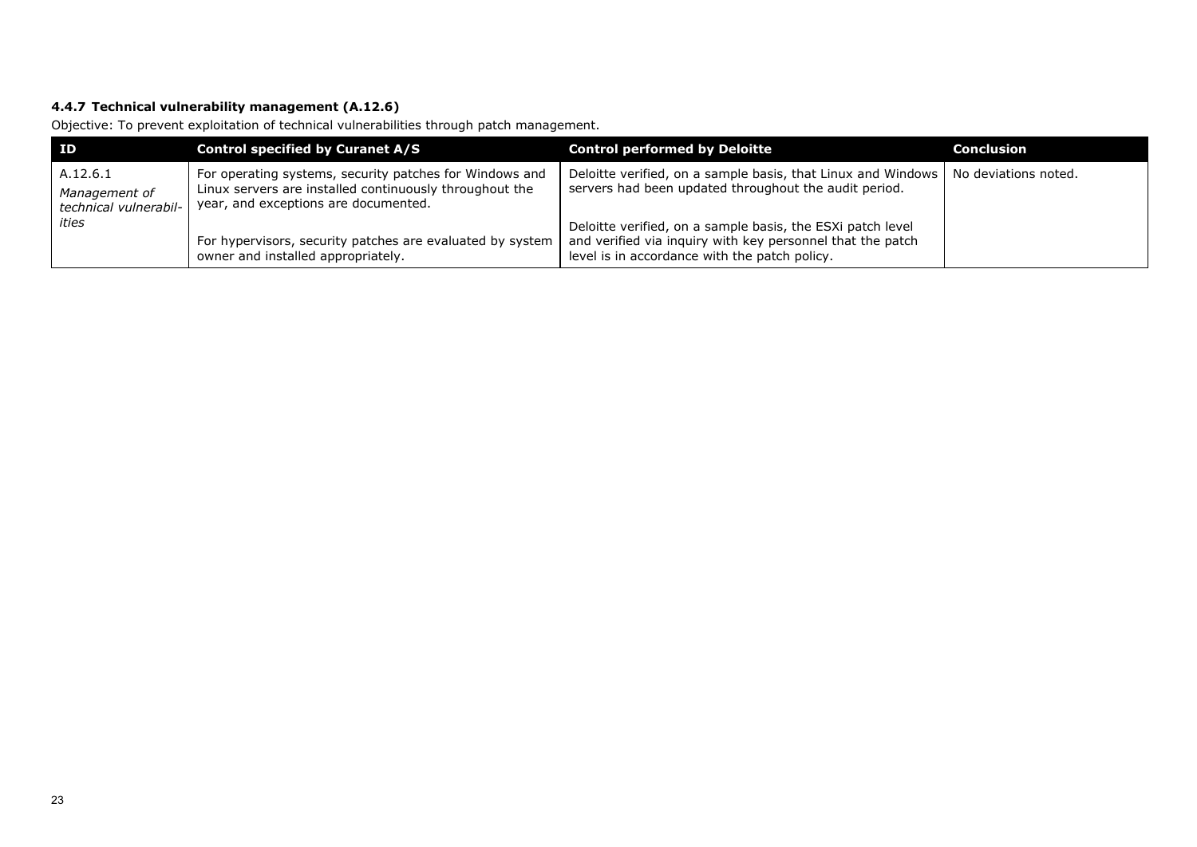#### 4.4.7 Technical vulnerability management (A.12.6)

Objective: To prevent exploitation of technical vulnerabilities through patch management.

| ID | Control specified by Curanet A/S | Control performed by Deloitte | Conclusion |
|---|---|---|---|
| A.12.6.1<br>*Management of technical vulnerabilities* | For operating systems, security patches for Windows and Linux servers are installed continuously throughout the year, and exceptions are documented.<br><br>For hypervisors, security patches are evaluated by system owner and installed appropriately. | Deloitte verified, on a sample basis, that Linux and Windows servers had been updated throughout the audit period.<br><br>Deloitte verified, on a sample basis, the ESXi patch level and verified via inquiry with key personnel that the patch level is in accordance with the patch policy. | No deviations noted. |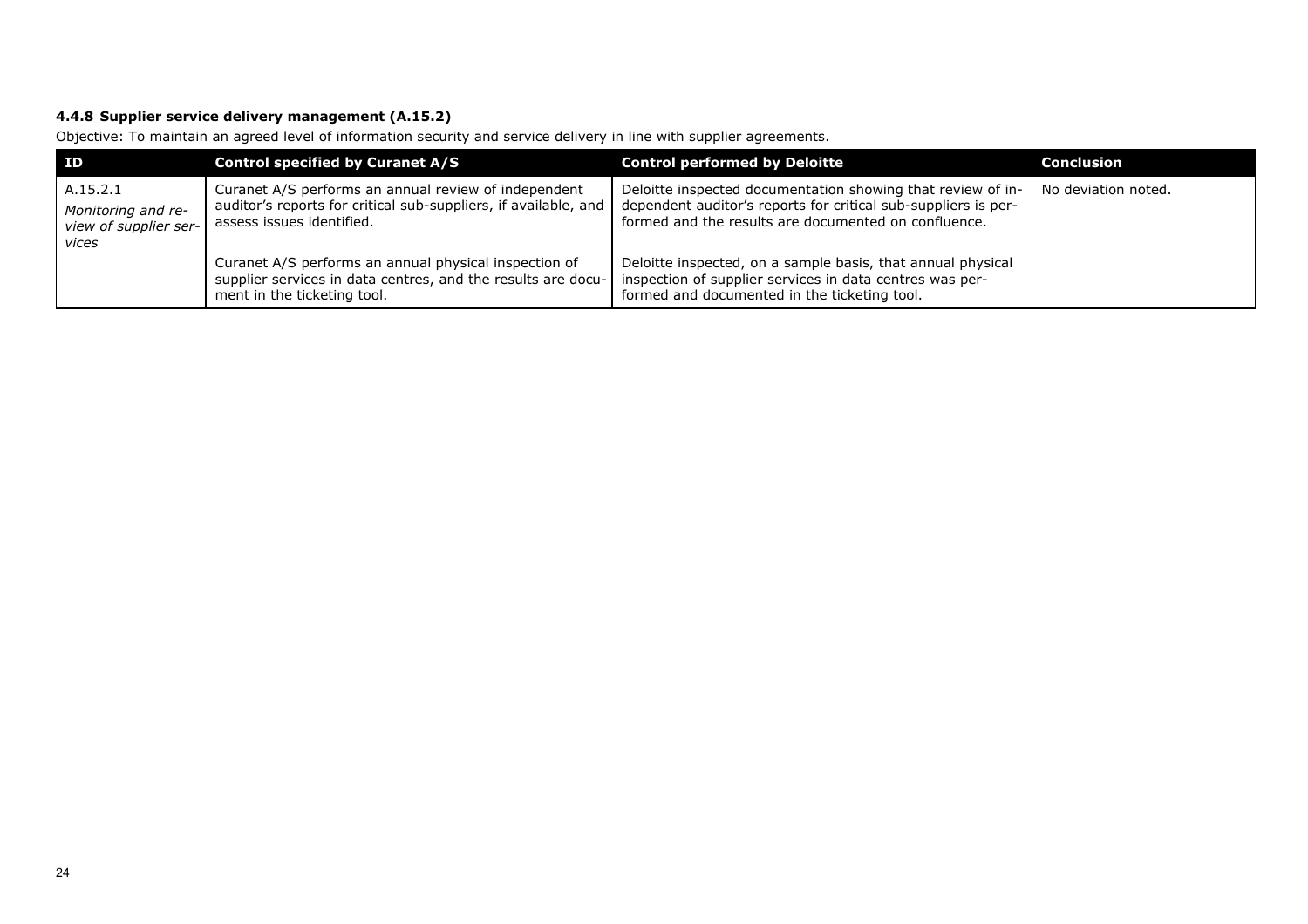### 4.4.8 Supplier service delivery management (A.15.2)

Objective: To maintain an agreed level of information security and service delivery in line with supplier agreements.

| ID | Control specified by Curanet A/S | Control performed by Deloitte | Conclusion |
|---|---|---|---|
| A.15.2.1<br>*Monitoring and review of supplier services* | Curanet A/S performs an annual review of independent auditor's reports for critical sub-suppliers, if available, and assess issues identified.<br><br>Curanet A/S performs an annual physical inspection of supplier services in data centres, and the results are document in the ticketing tool. | Deloitte inspected documentation showing that review of independent auditor's reports for critical sub-suppliers is performed and the results are documented on confluence.<br><br>Deloitte inspected, on a sample basis, that annual physical inspection of supplier services in data centres was performed and documented in the ticketing tool. | No deviation noted. |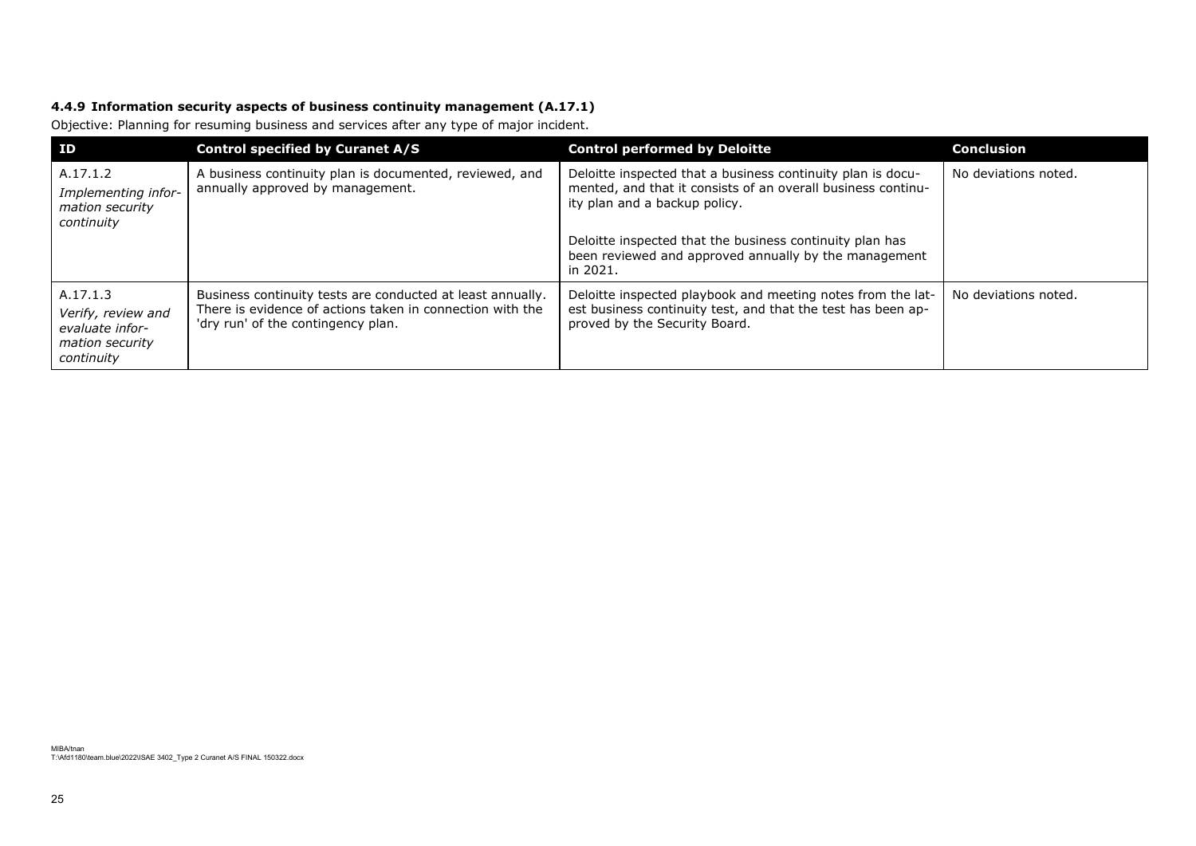#### 4.4.9 Information security aspects of business continuity management (A.17.1)

Objective: Planning for resuming business and services after any type of major incident.

| ID | Control specified by Curanet A/S | Control performed by Deloitte | Conclusion |
|---|---|---|---|
| A.17.1.2<br>*Implementing information security continuity* | A business continuity plan is documented, reviewed, and annually approved by management. | Deloitte inspected that a business continuity plan is documented, and that it consists of an overall business continuity plan and a backup policy.<br><br>Deloitte inspected that the business continuity plan has been reviewed and approved annually by the management in 2021. | No deviations noted. |
| A.17.1.3<br>*Verify, review and evaluate information security continuity* | Business continuity tests are conducted at least annually. There is evidence of actions taken in connection with the 'dry run' of the contingency plan. | Deloitte inspected playbook and meeting notes from the latest business continuity test, and that the test has been approved by the Security Board. | No deviations noted. |